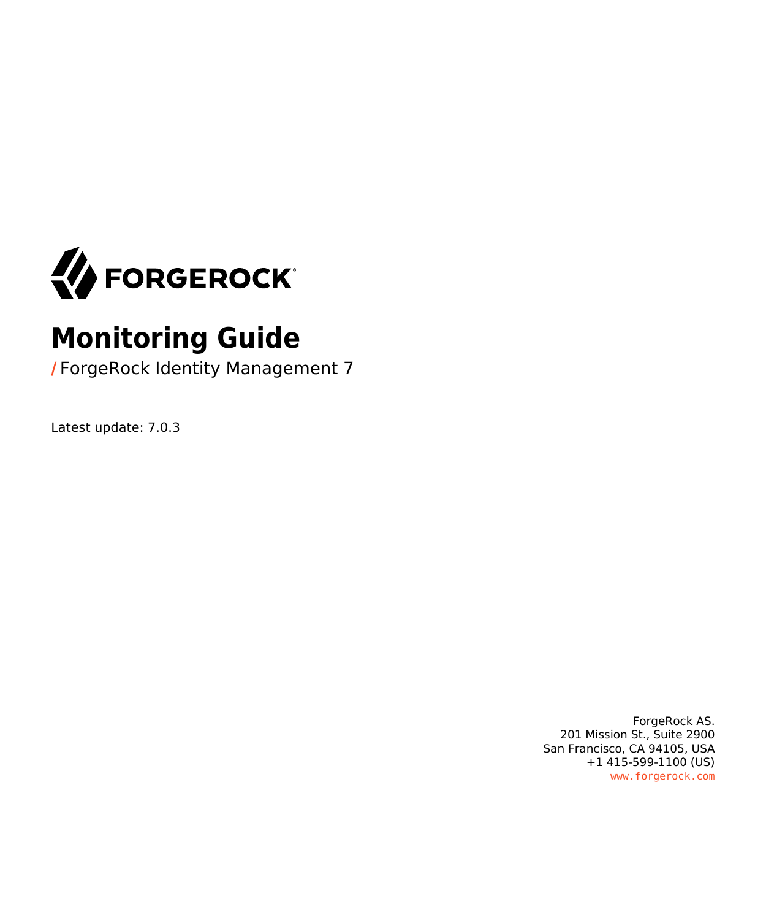FORGEROCK

# Monitoring Guide

/ ForgeRock Identity Management 7

Latest update: 7.0.3

ForgeRock AS.
201 Mission St., Suite 2900
San Francisco, CA 94105, USA
+1 415-599-1100 (US)
www.forgerock.com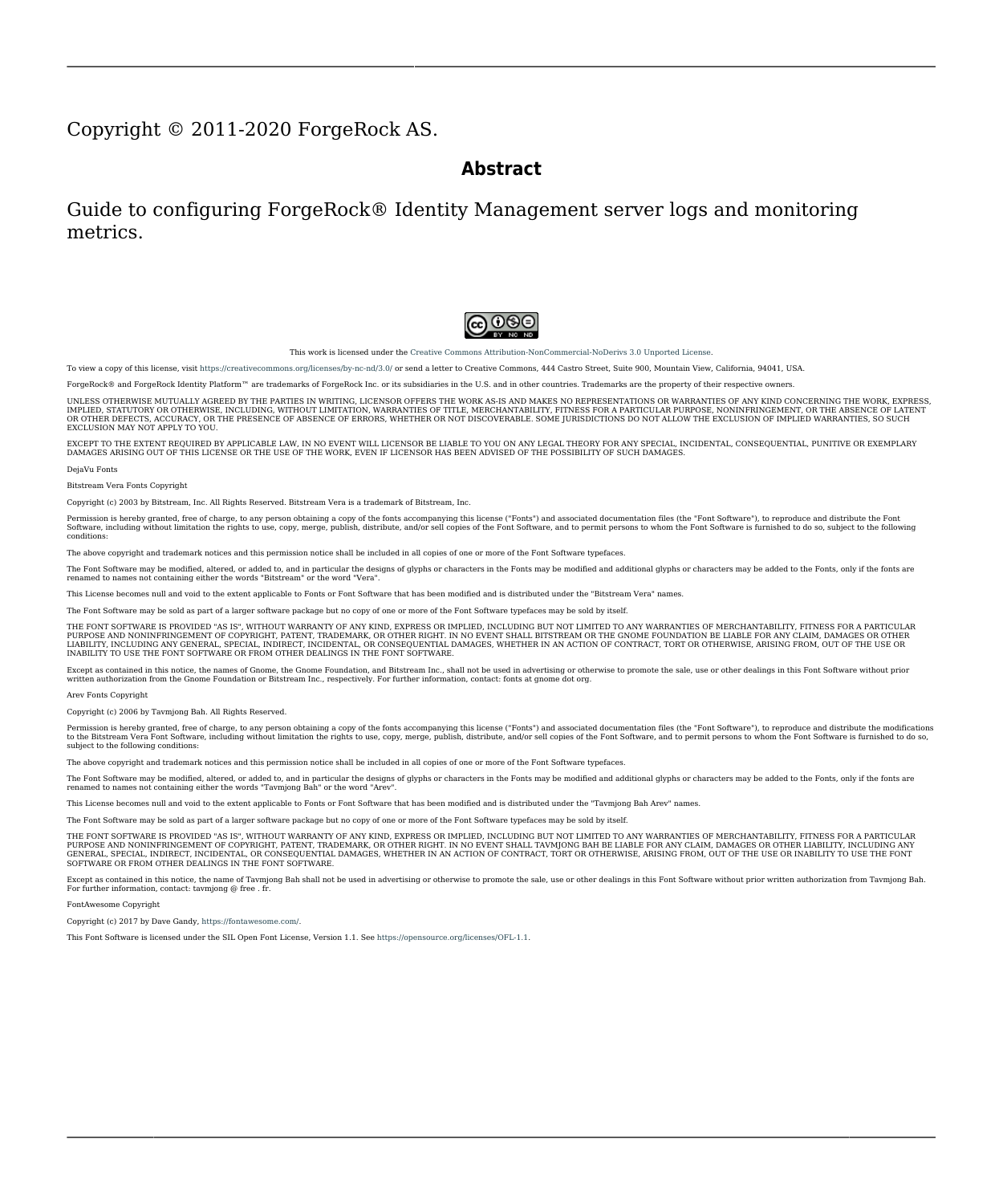Copyright © 2011-2020 ForgeRock AS.

## Abstract

Guide to configuring ForgeRock® Identity Management server logs and monitoring metrics.

This work is licensed under the Creative Commons Attribution-NonCommercial-NoDerivs 3.0 Unported License.

To view a copy of this license, visit https://creativecommons.org/licenses/by-nc-nd/3.0/ or send a letter to Creative Commons, 444 Castro Street, Suite 900, Mountain View, California, 94041, USA.

ForgeRock® and ForgeRock Identity Platform™ are trademarks of ForgeRock Inc. or its subsidiaries in the U.S. and in other countries. Trademarks are the property of their respective owners.

UNLESS OTHERWISE MUTUALLY AGREED BY THE PARTIES IN WRITING, LICENSOR OFFERS THE WORK AS-IS AND MAKES NO REPRESENTATIONS OR WARRANTIES OF ANY KIND CONCERNING THE WORK, EXPRESS, IMPLIED, STATUTORY OR OTHERWISE, INCLUDING, WITHOUT LIMITATION, WARRANTIES OF TITLE, MERCHANTABILITY, FITNESS FOR A PARTICULAR PURPOSE, NONINFRINGEMENT, OR THE ABSENCE OF LATENT OR OTHER DEFECTS, ACCURACY, OR THE PRESENCE OF ABSENCE OF ERRORS, WHETHER OR NOT DISCOVERABLE. SOME JURISDICTIONS DO NOT ALLOW THE EXCLUSION OF IMPLIED WARRANTIES, SO SUCH EXCLUSION MAY NOT APPLY TO YOU.

EXCEPT TO THE EXTENT REQUIRED BY APPLICABLE LAW, IN NO EVENT WILL LICENSOR BE LIABLE TO YOU ON ANY LEGAL THEORY FOR ANY SPECIAL, INCIDENTAL, CONSEQUENTIAL, PUNITIVE OR EXEMPLARY DAMAGES ARISING OUT OF THIS LICENSE OR THE USE OF THE WORK, EVEN IF LICENSOR HAS BEEN ADVISED OF THE POSSIBILITY OF SUCH DAMAGES.

DejaVu Fonts

Bitstream Vera Fonts Copyright

Copyright (c) 2003 by Bitstream, Inc. All Rights Reserved. Bitstream Vera is a trademark of Bitstream, Inc.

Permission is hereby granted, free of charge, to any person obtaining a copy of the fonts accompanying this license ("Fonts") and associated documentation files (the "Font Software"), to reproduce and distribute the Font Software, including without limitation the rights to use, copy, merge, publish, distribute, and/or sell copies of the Font Software, and to permit persons to whom the Font Software is furnished to do so, subject to the following conditions:

The above copyright and trademark notices and this permission notice shall be included in all copies of one or more of the Font Software typefaces.

The Font Software may be modified, altered, or added to, and in particular the designs of glyphs or characters in the Fonts may be modified and additional glyphs or characters may be added to the Fonts, only if the fonts are renamed to names not containing either the words "Bitstream" or the word "Vera".

This License becomes null and void to the extent applicable to Fonts or Font Software that has been modified and is distributed under the "Bitstream Vera" names.

The Font Software may be sold as part of a larger software package but no copy of one or more of the Font Software typefaces may be sold by itself.

THE FONT SOFTWARE IS PROVIDED "AS IS", WITHOUT WARRANTY OF ANY KIND, EXPRESS OR IMPLIED, INCLUDING BUT NOT LIMITED TO ANY WARRANTIES OF MERCHANTABILITY, FITNESS FOR A PARTICULAR PURPOSE AND NONINFRINGEMENT OF COPYRIGHT, PATENT, TRADEMARK, OR OTHER RIGHT. IN NO EVENT SHALL BITSTREAM OR THE GNOME FOUNDATION BE LIABLE FOR ANY CLAIM, DAMAGES OR OTHER LIABILITY, INCLUDING ANY GENERAL, SPECIAL, INDIRECT, INCIDENTAL, OR CONSEQUENTIAL DAMAGES, WHETHER IN AN ACTION OF CONTRACT, TORT OR OTHERWISE, ARISING FROM, OUT OF THE USE OR INABILITY TO USE THE FONT SOFTWARE OR FROM OTHER DEALINGS IN THE FONT SOFTWARE.

Except as contained in this notice, the names of Gnome, the Gnome Foundation, and Bitstream Inc., shall not be used in advertising or otherwise to promote the sale, use or other dealings in this Font Software without prior written authorization from the Gnome Foundation or Bitstream Inc., respectively. For further information, contact: fonts at gnome dot org.

Arev Fonts Copyright

Copyright (c) 2006 by Tavmjong Bah. All Rights Reserved.

Permission is hereby granted, free of charge, to any person obtaining a copy of the fonts accompanying this license ("Fonts") and associated documentation files (the "Font Software"), to reproduce and distribute the modifications to the Bitstream Vera Font Software, including without limitation the rights to use, copy, merge, publish, distribute, and/or sell copies of the Font Software, and to permit persons to whom the Font Software is furnished to do so, subject to the following conditions:

The above copyright and trademark notices and this permission notice shall be included in all copies of one or more of the Font Software typefaces.

The Font Software may be modified, altered, or added to, and in particular the designs of glyphs or characters in the Fonts may be modified and additional glyphs or characters may be added to the Fonts, only if the fonts are renamed to names not containing either the words "Tavmjong Bah" or the word "Arev".

This License becomes null and void to the extent applicable to Fonts or Font Software that has been modified and is distributed under the "Tavmjong Bah Arev" names.

The Font Software may be sold as part of a larger software package but no copy of one or more of the Font Software typefaces may be sold by itself.

THE FONT SOFTWARE IS PROVIDED "AS IS", WITHOUT WARRANTY OF ANY KIND, EXPRESS OR IMPLIED, INCLUDING BUT NOT LIMITED TO ANY WARRANTIES OF MERCHANTABILITY, FITNESS FOR A PARTICULAR PURPOSE AND NONINFRINGEMENT OF COPYRIGHT, PATENT, TRADEMARK, OR OTHER RIGHT. IN NO EVENT SHALL TAVMJONG BAH BE LIABLE FOR ANY CLAIM, DAMAGES OR OTHER LIABILITY, INCLUDING ANY GENERAL, SPECIAL, INDIRECT, INCIDENTAL, OR CONSEQUENTIAL DAMAGES, WHETHER IN AN ACTION OF CONTRACT, TORT OR OTHERWISE, ARISING FROM, OUT OF THE USE OR INABILITY TO USE THE FONT SOFTWARE OR FROM OTHER DEALINGS IN THE FONT SOFTWARE.

Except as contained in this notice, the name of Tavmjong Bah shall not be used in advertising or otherwise to promote the sale, use or other dealings in this Font Software without prior written authorization from Tavmjong Bah. For further information, contact: tavmjong @ free . fr.

FontAwesome Copyright

Copyright (c) 2017 by Dave Gandy, https://fontawesome.com/.

This Font Software is licensed under the SIL Open Font License, Version 1.1. See https://opensource.org/licenses/OFL-1.1.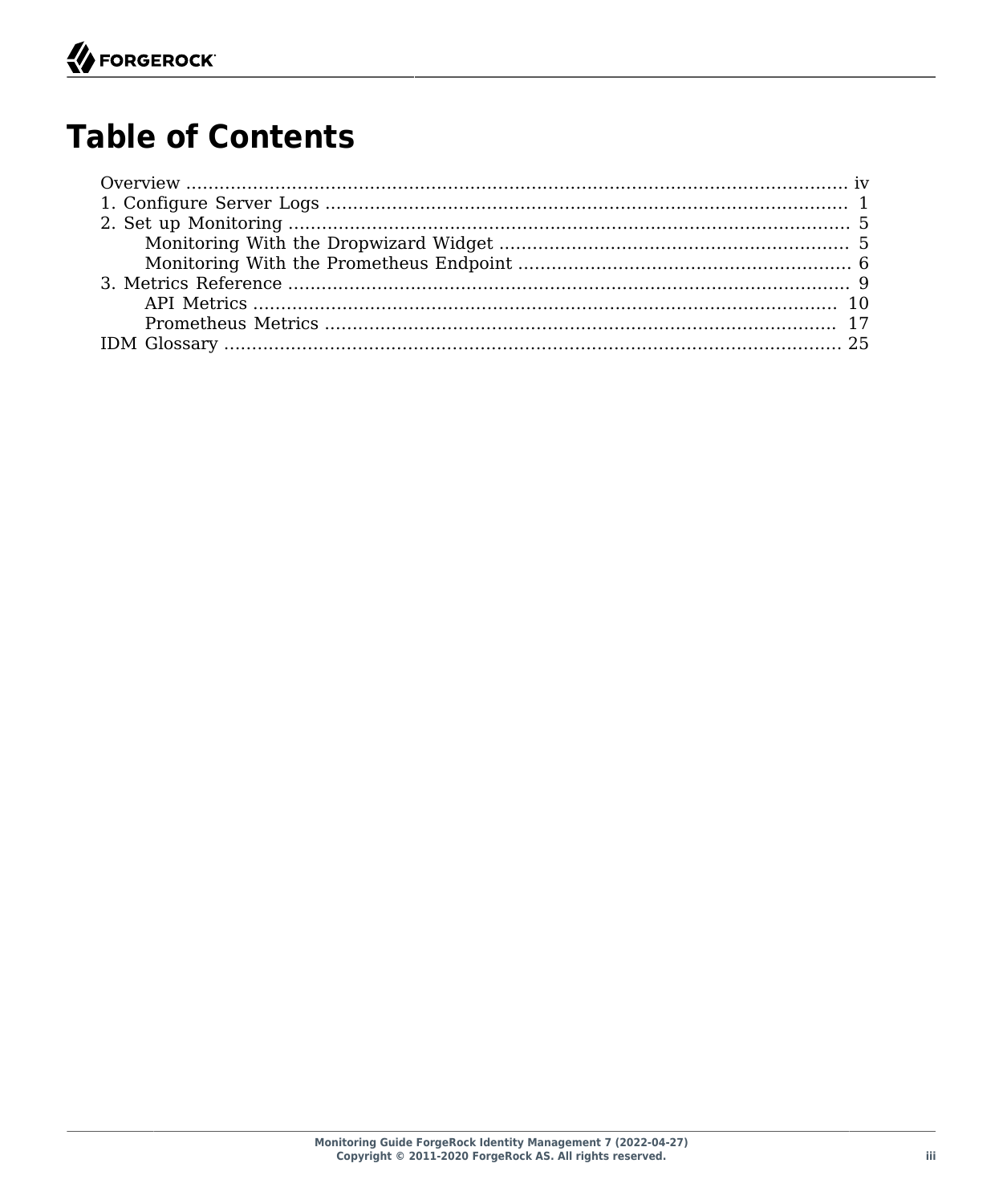# Table of Contents

- Overview ..... iv
- 1. Configure Server Logs ..... 1
- 2. Set up Monitoring ..... 5
  - Monitoring With the Dropwizard Widget ..... 5
  - Monitoring With the Prometheus Endpoint ..... 6
- 3. Metrics Reference ..... 9
  - API Metrics ..... 10
  - Prometheus Metrics ..... 17
- IDM Glossary ..... 25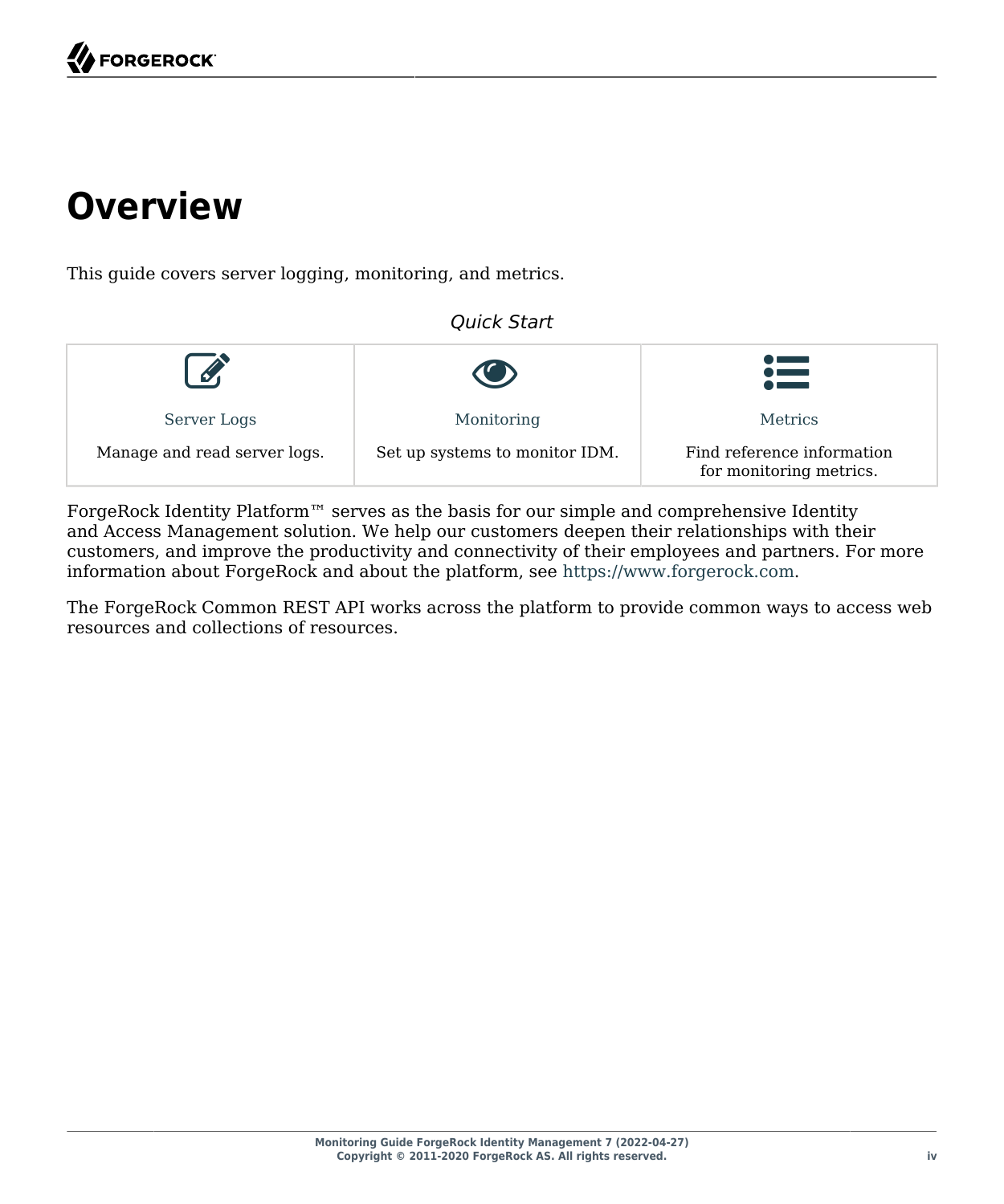# Overview

This guide covers server logging, monitoring, and metrics.

*Quick Start*

| Server Logs | Monitoring | Metrics |
| --- | --- | --- |
| Manage and read server logs. | Set up systems to monitor IDM. | Find reference information for monitoring metrics. |

ForgeRock Identity Platform™ serves as the basis for our simple and comprehensive Identity and Access Management solution. We help our customers deepen their relationships with their customers, and improve the productivity and connectivity of their employees and partners. For more information about ForgeRock and about the platform, see https://www.forgerock.com.

The ForgeRock Common REST API works across the platform to provide common ways to access web resources and collections of resources.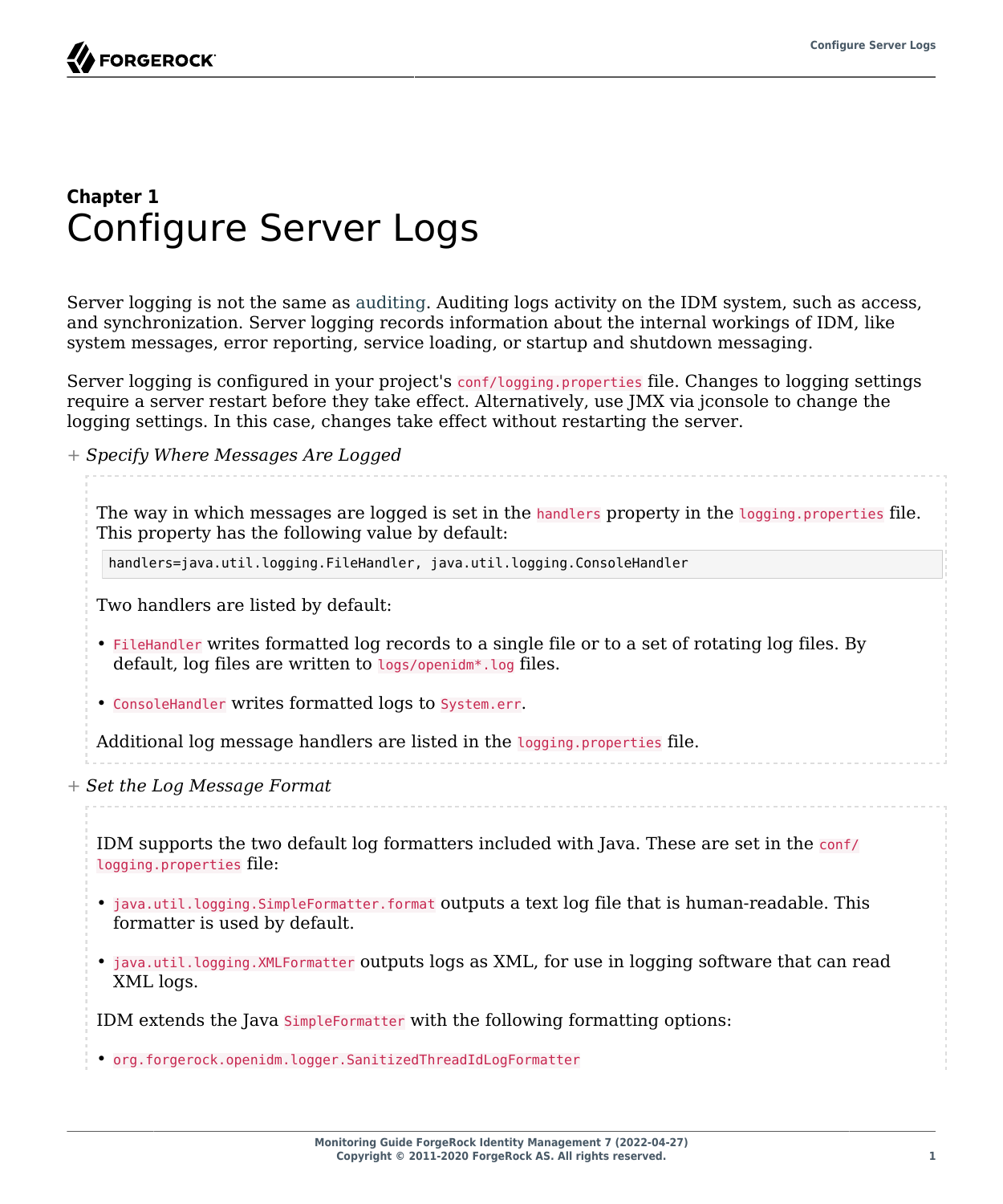## Chapter 1
# Configure Server Logs

Server logging is not the same as auditing. Auditing logs activity on the IDM system, such as access, and synchronization. Server logging records information about the internal workings of IDM, like system messages, error reporting, service loading, or startup and shutdown messaging.

Server logging is configured in your project's `conf/logging.properties` file. Changes to logging settings require a server restart before they take effect. Alternatively, use JMX via jconsole to change the logging settings. In this case, changes take effect without restarting the server.

+ *Specify Where Messages Are Logged*

The way in which messages are logged is set in the `handlers` property in the `logging.properties` file. This property has the following value by default:

```
handlers=java.util.logging.FileHandler, java.util.logging.ConsoleHandler
```

Two handlers are listed by default:

- `FileHandler` writes formatted log records to a single file or to a set of rotating log files. By default, log files are written to `logs/openidm*.log` files.
- `ConsoleHandler` writes formatted logs to `System.err`.

Additional log message handlers are listed in the `logging.properties` file.

+ *Set the Log Message Format*

IDM supports the two default log formatters included with Java. These are set in the `conf/logging.properties` file:

- `java.util.logging.SimpleFormatter.format` outputs a text log file that is human-readable. This formatter is used by default.
- `java.util.logging.XMLFormatter` outputs logs as XML, for use in logging software that can read XML logs.

IDM extends the Java `SimpleFormatter` with the following formatting options:

- `org.forgerock.openidm.logger.SanitizedThreadIdLogFormatter`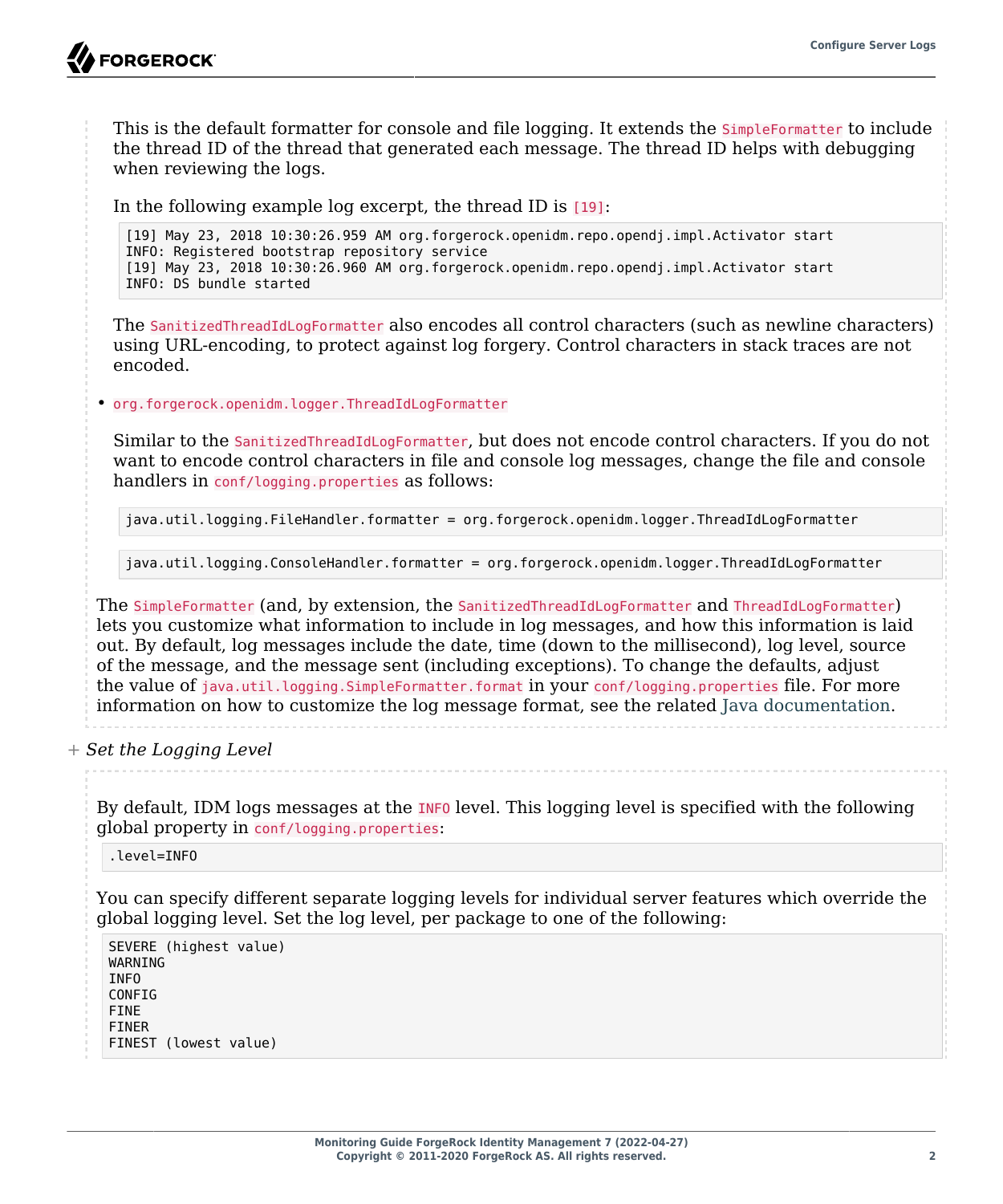This is the default formatter for console and file logging. It extends the `SimpleFormatter` to include the thread ID of the thread that generated each message. The thread ID helps with debugging when reviewing the logs.

In the following example log excerpt, the thread ID is `[19]`:

```
[19] May 23, 2018 10:30:26.959 AM org.forgerock.openidm.repo.opendj.impl.Activator start
INFO: Registered bootstrap repository service
[19] May 23, 2018 10:30:26.960 AM org.forgerock.openidm.repo.opendj.impl.Activator start
INFO: DS bundle started
```

The `SanitizedThreadIdLogFormatter` also encodes all control characters (such as newline characters) using URL-encoding, to protect against log forgery. Control characters in stack traces are not encoded.

- `org.forgerock.openidm.logger.ThreadIdLogFormatter`

  Similar to the `SanitizedThreadIdLogFormatter`, but does not encode control characters. If you do not want to encode control characters in file and console log messages, change the file and console handlers in `conf/logging.properties` as follows:

  ```
  java.util.logging.FileHandler.formatter = org.forgerock.openidm.logger.ThreadIdLogFormatter
  ```

  ```
  java.util.logging.ConsoleHandler.formatter = org.forgerock.openidm.logger.ThreadIdLogFormatter
  ```

The `SimpleFormatter` (and, by extension, the `SanitizedThreadIdLogFormatter` and `ThreadIdLogFormatter`) lets you customize what information to include in log messages, and how this information is laid out. By default, log messages include the date, time (down to the millisecond), log level, source of the message, and the message sent (including exceptions). To change the defaults, adjust the value of `java.util.logging.SimpleFormatter.format` in your `conf/logging.properties` file. For more information on how to customize the log message format, see the related Java documentation.

*Set the Logging Level*

By default, IDM logs messages at the `INFO` level. This logging level is specified with the following global property in `conf/logging.properties`:

```
.level=INFO
```

You can specify different separate logging levels for individual server features which override the global logging level. Set the log level, per package to one of the following:

```
SEVERE (highest value)
WARNING
INFO
CONFIG
FINE
FINER
FINEST (lowest value)
```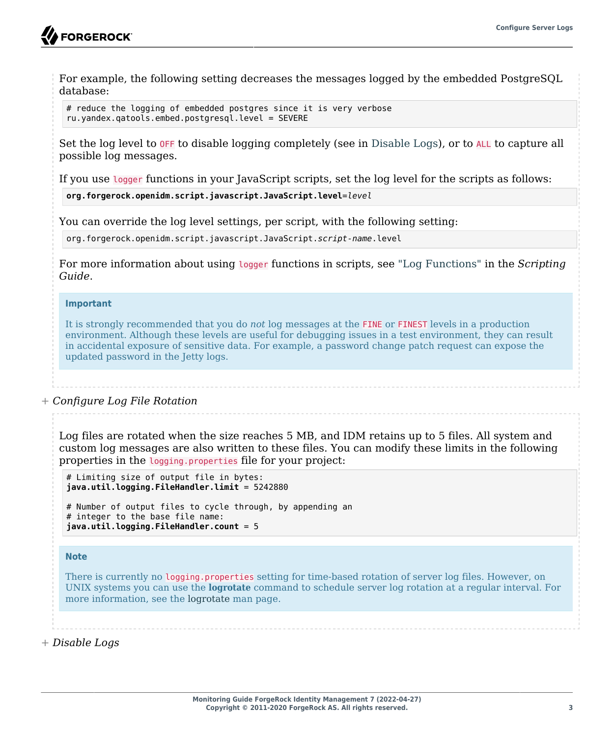For example, the following setting decreases the messages logged by the embedded PostgreSQL database:

```
# reduce the logging of embedded postgres since it is very verbose
ru.yandex.qatools.embed.postgresql.level = SEVERE
```

Set the log level to `OFF` to disable logging completely (see in Disable Logs), or to `ALL` to capture all possible log messages.

If you use `logger` functions in your JavaScript scripts, set the log level for the scripts as follows:

```
org.forgerock.openidm.script.javascript.JavaScript.level=level
```

You can override the log level settings, per script, with the following setting:

```
org.forgerock.openidm.script.javascript.JavaScript.script-name.level
```

For more information about using `logger` functions in scripts, see "Log Functions" in the *Scripting Guide*.

> **Important**
>
> It is strongly recommended that you do *not* log messages at the `FINE` or `FINEST` levels in a production environment. Although these levels are useful for debugging issues in a test environment, they can result in accidental exposure of sensitive data. For example, a password change patch request can expose the updated password in the Jetty logs.

+ *Configure Log File Rotation*

Log files are rotated when the size reaches 5 MB, and IDM retains up to 5 files. All system and custom log messages are also written to these files. You can modify these limits in the following properties in the `logging.properties` file for your project:

```
# Limiting size of output file in bytes:
java.util.logging.FileHandler.limit = 5242880

# Number of output files to cycle through, by appending an
# integer to the base file name:
java.util.logging.FileHandler.count = 5
```

> **Note**
>
> There is currently no `logging.properties` setting for time-based rotation of server log files. However, on UNIX systems you can use the **logrotate** command to schedule server log rotation at a regular interval. For more information, see the logrotate man page.

+ *Disable Logs*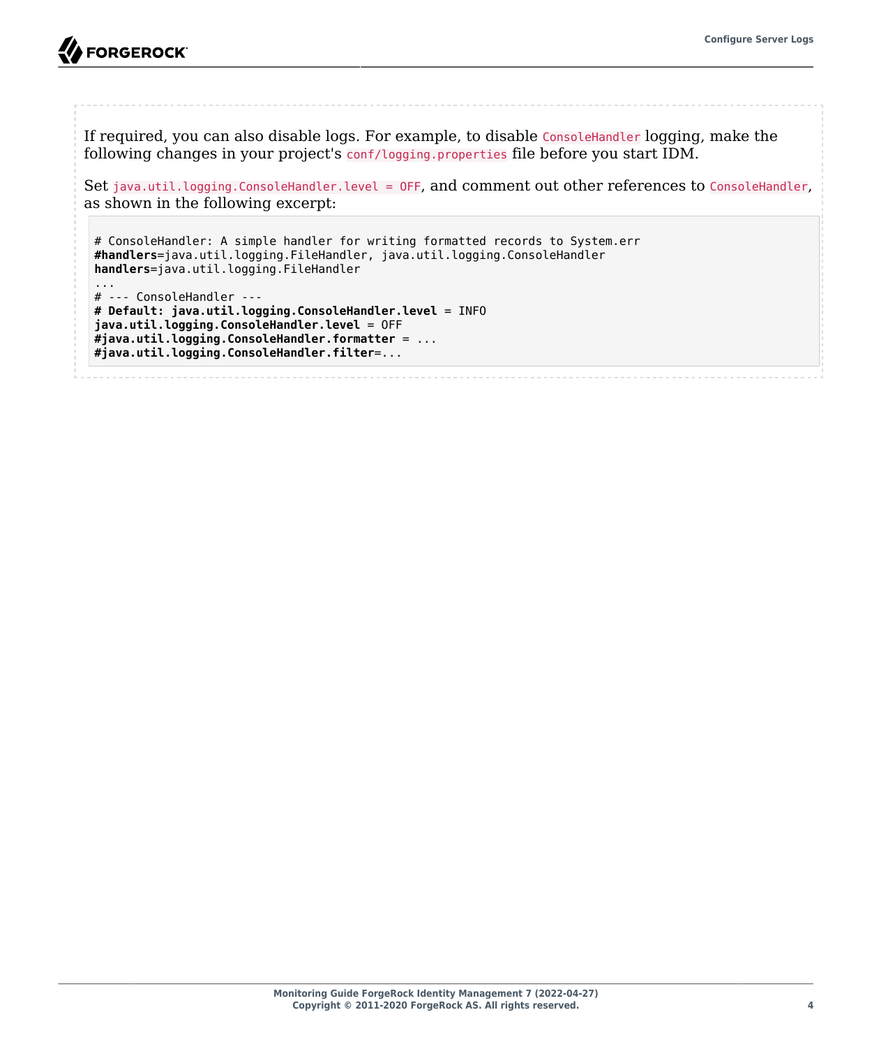If required, you can also disable logs. For example, to disable `ConsoleHandler` logging, make the following changes in your project's `conf/logging.properties` file before you start IDM.

Set `java.util.logging.ConsoleHandler.level = OFF`, and comment out other references to `ConsoleHandler`, as shown in the following excerpt:

```
# ConsoleHandler: A simple handler for writing formatted records to System.err
#handlers=java.util.logging.FileHandler, java.util.logging.ConsoleHandler
handlers=java.util.logging.FileHandler
...
# --- ConsoleHandler ---
# Default: java.util.logging.ConsoleHandler.level = INFO
java.util.logging.ConsoleHandler.level = OFF
#java.util.logging.ConsoleHandler.formatter = ...
#java.util.logging.ConsoleHandler.filter=...
```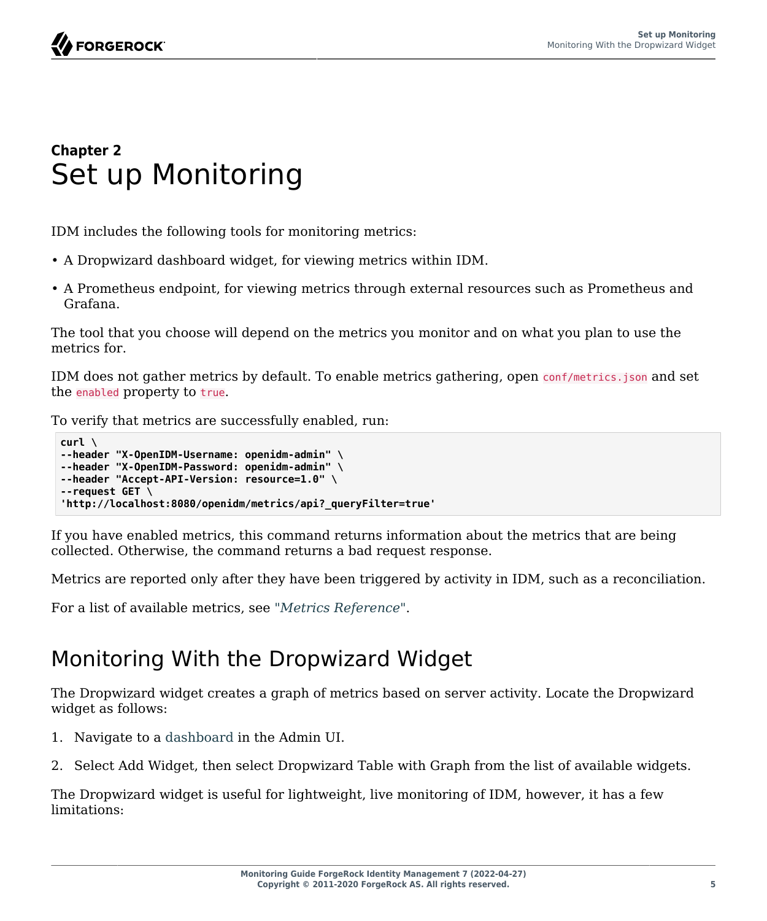# Chapter 2 Set up Monitoring

IDM includes the following tools for monitoring metrics:

- A Dropwizard dashboard widget, for viewing metrics within IDM.
- A Prometheus endpoint, for viewing metrics through external resources such as Prometheus and Grafana.

The tool that you choose will depend on the metrics you monitor and on what you plan to use the metrics for.

IDM does not gather metrics by default. To enable metrics gathering, open `conf/metrics.json` and set the `enabled` property to `true`.

To verify that metrics are successfully enabled, run:

```
curl \
--header "X-OpenIDM-Username: openidm-admin" \
--header "X-OpenIDM-Password: openidm-admin" \
--header "Accept-API-Version: resource=1.0" \
--request GET \
'http://localhost:8080/openidm/metrics/api?_queryFilter=true'
```

If you have enabled metrics, this command returns information about the metrics that are being collected. Otherwise, the command returns a bad request response.

Metrics are reported only after they have been triggered by activity in IDM, such as a reconciliation.

For a list of available metrics, see "*Metrics Reference*".

## Monitoring With the Dropwizard Widget

The Dropwizard widget creates a graph of metrics based on server activity. Locate the Dropwizard widget as follows:

1. Navigate to a dashboard in the Admin UI.
2. Select Add Widget, then select Dropwizard Table with Graph from the list of available widgets.

The Dropwizard widget is useful for lightweight, live monitoring of IDM, however, it has a few limitations: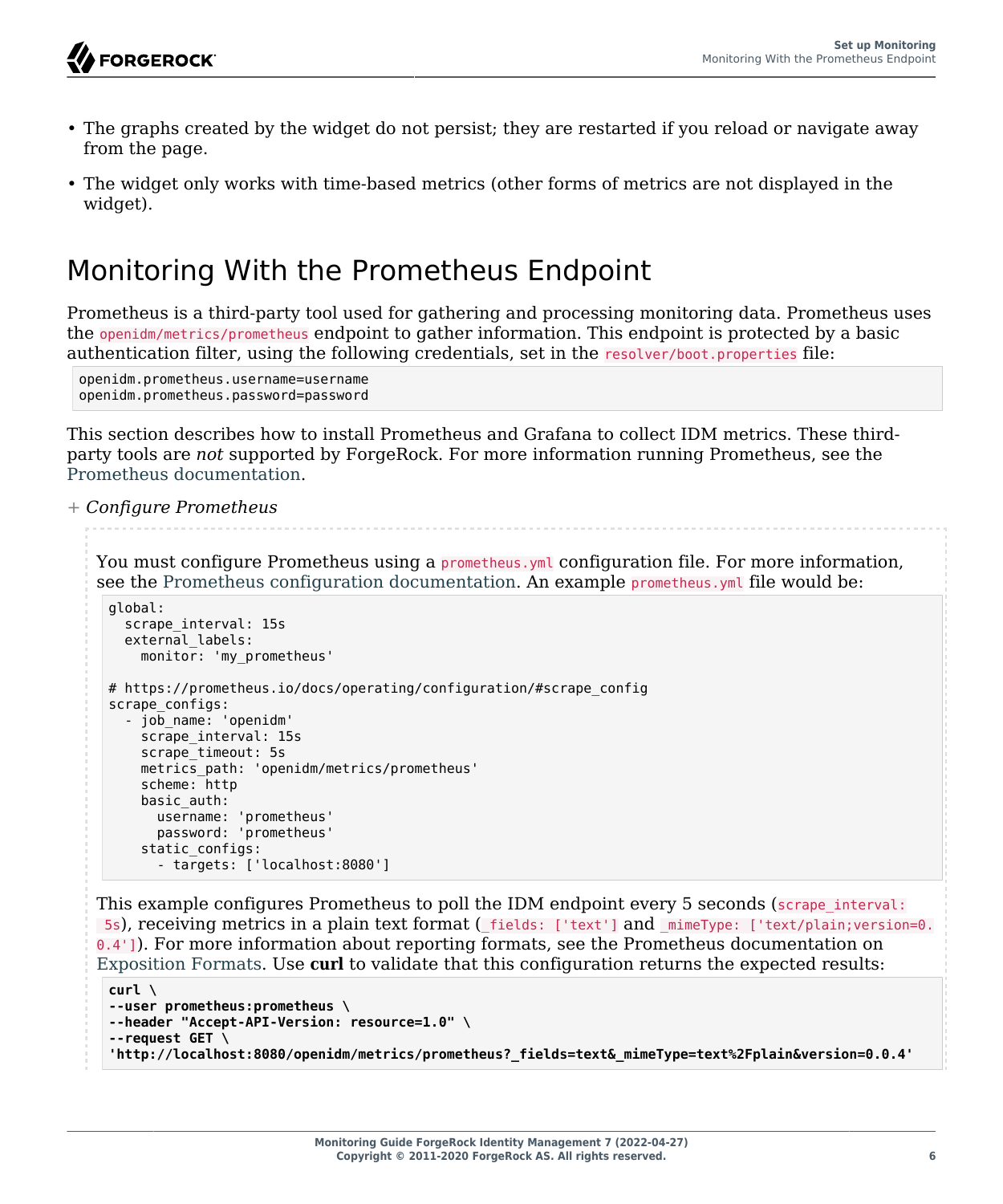- The graphs created by the widget do not persist; they are restarted if you reload or navigate away from the page.
- The widget only works with time-based metrics (other forms of metrics are not displayed in the widget).

# Monitoring With the Prometheus Endpoint

Prometheus is a third-party tool used for gathering and processing monitoring data. Prometheus uses the `openidm/metrics/prometheus` endpoint to gather information. This endpoint is protected by a basic authentication filter, using the following credentials, set in the `resolver/boot.properties` file:

```
openidm.prometheus.username=username
openidm.prometheus.password=password
```

This section describes how to install Prometheus and Grafana to collect IDM metrics. These third-party tools are *not* supported by ForgeRock. For more information running Prometheus, see the Prometheus documentation.

+ *Configure Prometheus*

You must configure Prometheus using a `prometheus.yml` configuration file. For more information, see the Prometheus configuration documentation. An example `prometheus.yml` file would be:

```
global:
  scrape_interval: 15s
  external_labels:
    monitor: 'my_prometheus'

# https://prometheus.io/docs/operating/configuration/#scrape_config
scrape_configs:
  - job_name: 'openidm'
    scrape_interval: 15s
    scrape_timeout: 5s
    metrics_path: 'openidm/metrics/prometheus'
    scheme: http
    basic_auth:
      username: 'prometheus'
      password: 'prometheus'
    static_configs:
      - targets: ['localhost:8080']
```

This example configures Prometheus to poll the IDM endpoint every 5 seconds (`scrape_interval: 5s`), receiving metrics in a plain text format (`_fields: ['text']` and `_mimeType: ['text/plain;version=0.0.4']`). For more information about reporting formats, see the Prometheus documentation on Exposition Formats. Use **curl** to validate that this configuration returns the expected results:

```
curl \
--user prometheus:prometheus \
--header "Accept-API-Version: resource=1.0" \
--request GET \
'http://localhost:8080/openidm/metrics/prometheus?_fields=text&_mimeType=text%2Fplain&version=0.0.4'
```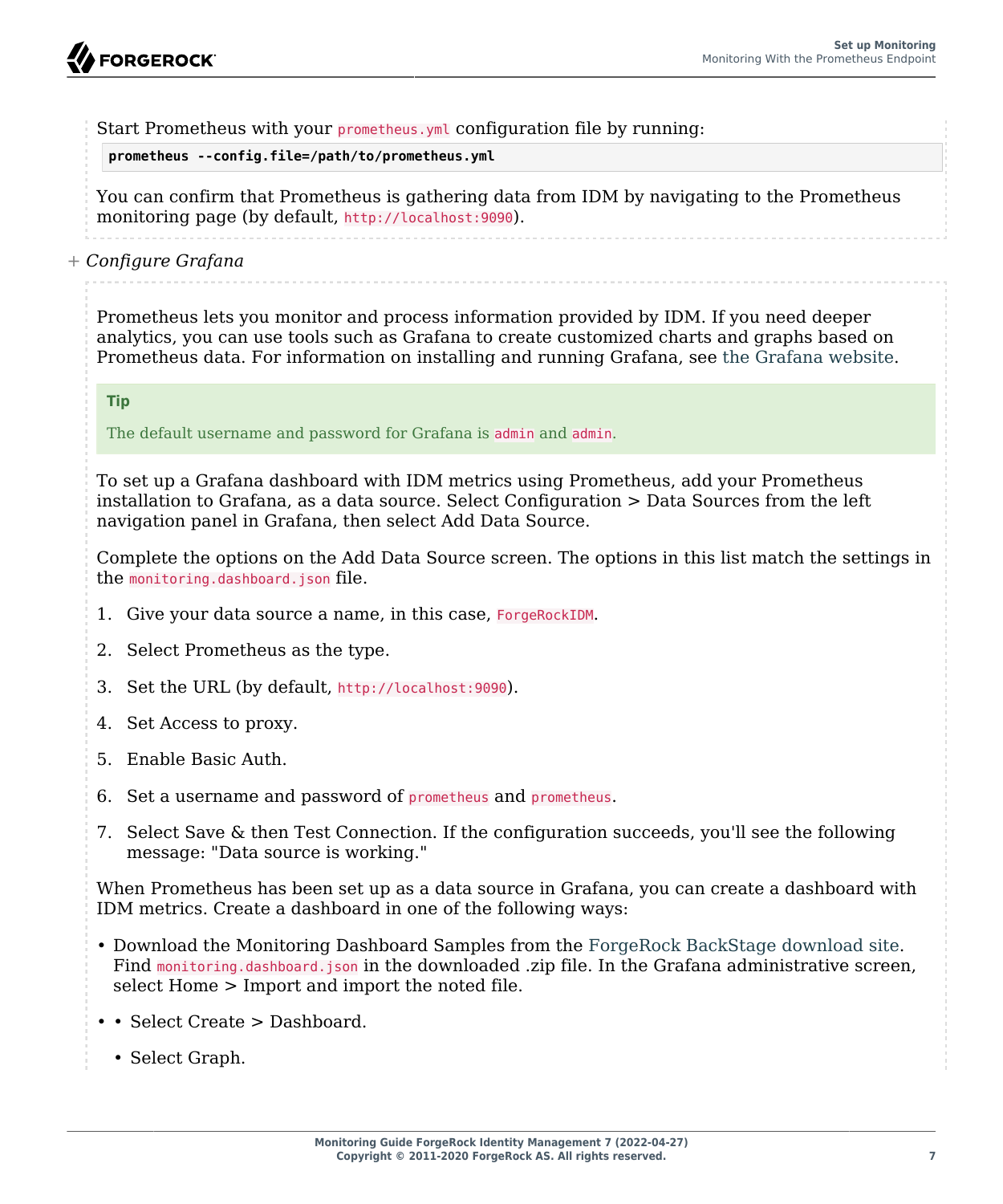Start Prometheus with your `prometheus.yml` configuration file by running:

```
prometheus --config.file=/path/to/prometheus.yml
```

You can confirm that Prometheus is gathering data from IDM by navigating to the Prometheus monitoring page (by default, `http://localhost:9090`).

+ *Configure Grafana*

Prometheus lets you monitor and process information provided by IDM. If you need deeper analytics, you can use tools such as Grafana to create customized charts and graphs based on Prometheus data. For information on installing and running Grafana, see the Grafana website.

> **Tip**
>
> The default username and password for Grafana is `admin` and `admin`.

To set up a Grafana dashboard with IDM metrics using Prometheus, add your Prometheus installation to Grafana, as a data source. Select Configuration > Data Sources from the left navigation panel in Grafana, then select Add Data Source.

Complete the options on the Add Data Source screen. The options in this list match the settings in the `monitoring.dashboard.json` file.

1. Give your data source a name, in this case, `ForgeRockIDM`.
2. Select Prometheus as the type.
3. Set the URL (by default, `http://localhost:9090`).
4. Set Access to proxy.
5. Enable Basic Auth.
6. Set a username and password of `prometheus` and `prometheus`.
7. Select Save & then Test Connection. If the configuration succeeds, you'll see the following message: "Data source is working."

When Prometheus has been set up as a data source in Grafana, you can create a dashboard with IDM metrics. Create a dashboard in one of the following ways:

- Download the Monitoring Dashboard Samples from the ForgeRock BackStage download site. Find `monitoring.dashboard.json` in the downloaded .zip file. In the Grafana administrative screen, select Home > Import and import the noted file.
- • Select Create > Dashboard.
  - Select Graph.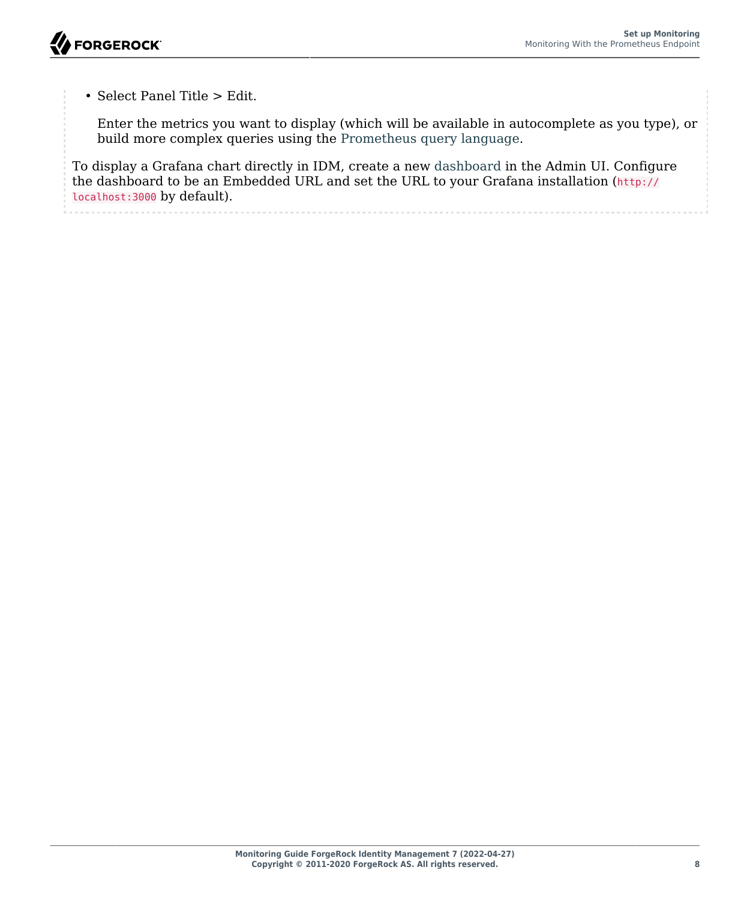- Select Panel Title > Edit.

  Enter the metrics you want to display (which will be available in autocomplete as you type), or build more complex queries using the Prometheus query language.

To display a Grafana chart directly in IDM, create a new dashboard in the Admin UI. Configure the dashboard to be an Embedded URL and set the URL to your Grafana installation (`http://localhost:3000` by default).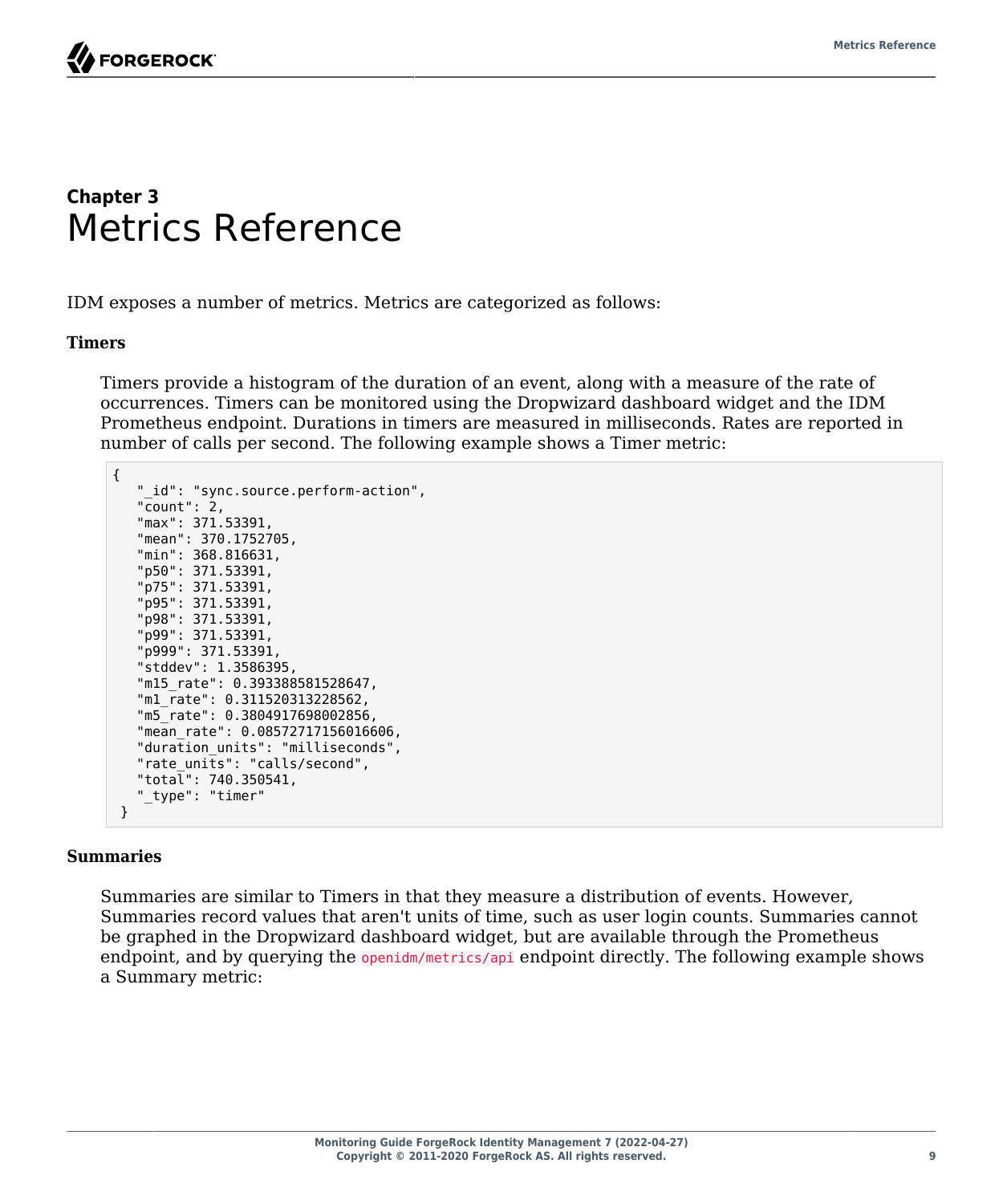# Chapter 3 Metrics Reference

IDM exposes a number of metrics. Metrics are categorized as follows:

**Timers**

Timers provide a histogram of the duration of an event, along with a measure of the rate of occurrences. Timers can be monitored using the Dropwizard dashboard widget and the IDM Prometheus endpoint. Durations in timers are measured in milliseconds. Rates are reported in number of calls per second. The following example shows a Timer metric:

```
{
   "_id": "sync.source.perform-action",
   "count": 2,
   "max": 371.53391,
   "mean": 370.1752705,
   "min": 368.816631,
   "p50": 371.53391,
   "p75": 371.53391,
   "p95": 371.53391,
   "p98": 371.53391,
   "p99": 371.53391,
   "p999": 371.53391,
   "stddev": 1.3586395,
   "m15_rate": 0.393388581528647,
   "m1_rate": 0.311520313228562,
   "m5_rate": 0.3804917698002856,
   "mean_rate": 0.08572717156016606,
   "duration_units": "milliseconds",
   "rate_units": "calls/second",
   "total": 740.350541,
   "_type": "timer"
 }
```

**Summaries**

Summaries are similar to Timers in that they measure a distribution of events. However, Summaries record values that aren't units of time, such as user login counts. Summaries cannot be graphed in the Dropwizard dashboard widget, but are available through the Prometheus endpoint, and by querying the `openidm/metrics/api` endpoint directly. The following example shows a Summary metric: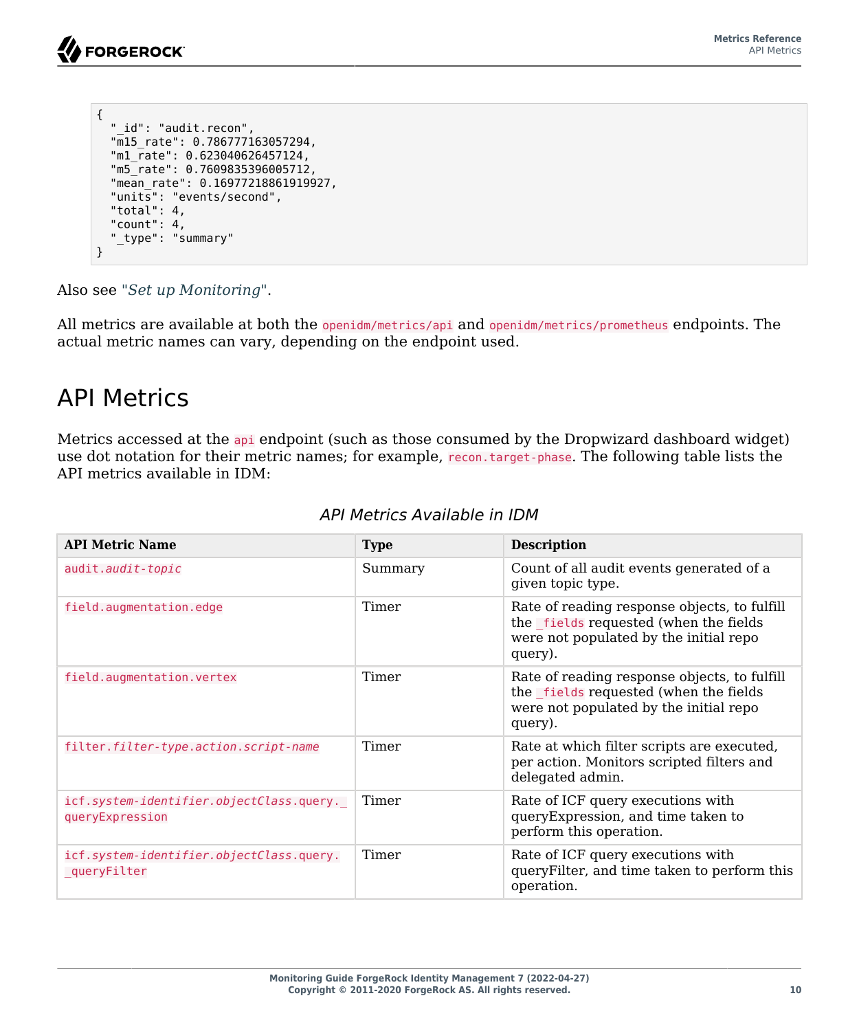```
{
  "_id": "audit.recon",
  "m15_rate": 0.786777163057294,
  "m1_rate": 0.623040626457124,
  "m5_rate": 0.7609835396005712,
  "mean_rate": 0.16977218861919927,
  "units": "events/second",
  "total": 4,
  "count": 4,
  "_type": "summary"
}
```

Also see "*Set up Monitoring*".

All metrics are available at both the `openidm/metrics/api` and `openidm/metrics/prometheus` endpoints. The actual metric names can vary, depending on the endpoint used.

# API Metrics

Metrics accessed at the `api` endpoint (such as those consumed by the Dropwizard dashboard widget) use dot notation for their metric names; for example, `recon.target-phase`. The following table lists the API metrics available in IDM:

*API Metrics Available in IDM*

| API Metric Name | Type | Description |
| --- | --- | --- |
| `audit.`*`audit-topic`* | Summary | Count of all audit events generated of a given topic type. |
| `field.augmentation.edge` | Timer | Rate of reading response objects, to fulfill the `_fields` requested (when the fields were not populated by the initial repo query). |
| `field.augmentation.vertex` | Timer | Rate of reading response objects, to fulfill the `_fields` requested (when the fields were not populated by the initial repo query). |
| `filter.`*`filter-type`*`.action.`*`script-name`* | Timer | Rate at which filter scripts are executed, per action. Monitors scripted filters and delegated admin. |
| `icf.`*`system-identifier`*`.`*`objectClass`*`.query._queryExpression` | Timer | Rate of ICF query executions with queryExpression, and time taken to perform this operation. |
| `icf.`*`system-identifier`*`.`*`objectClass`*`.query._queryFilter` | Timer | Rate of ICF query executions with queryFilter, and time taken to perform this operation. |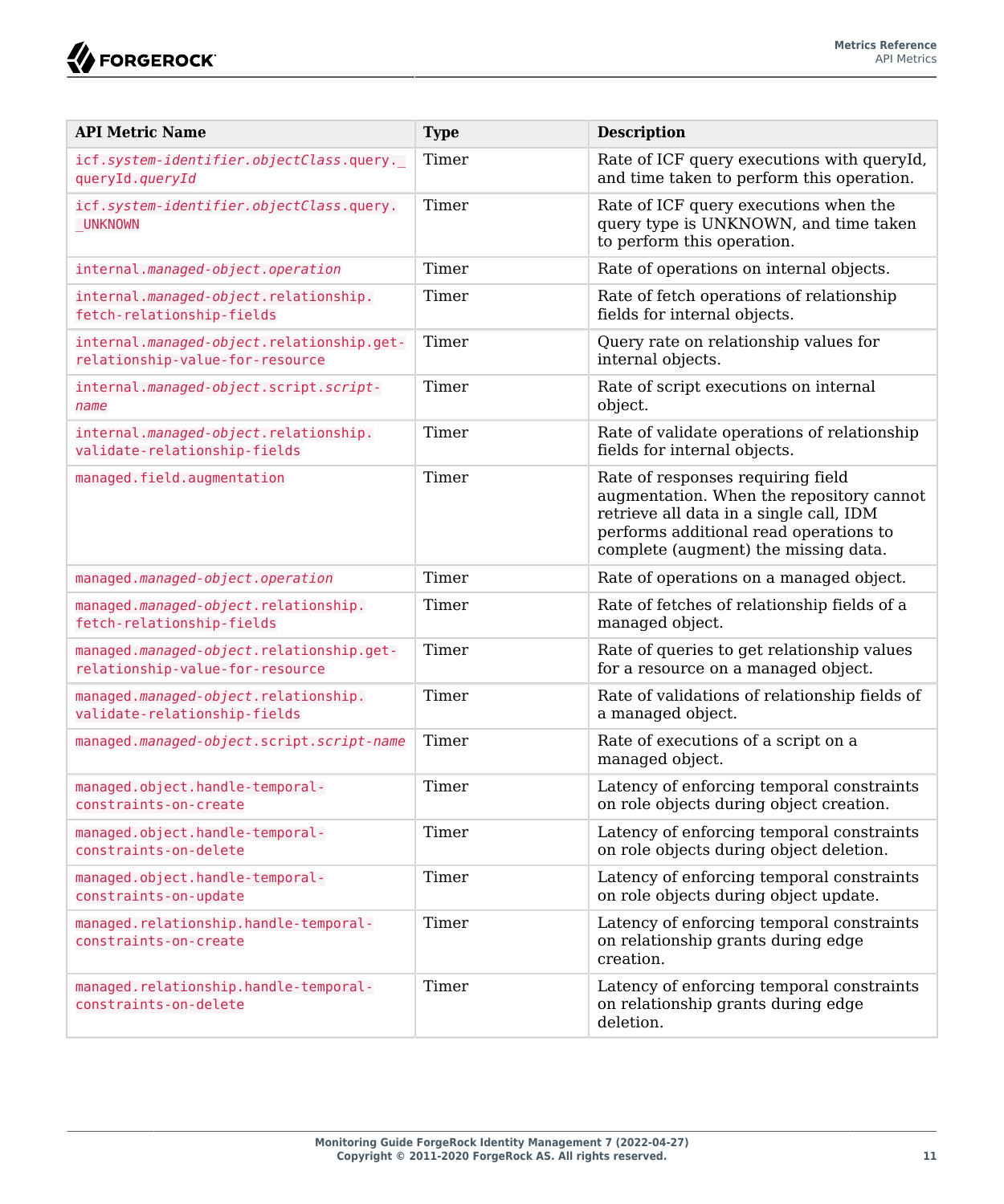| API Metric Name | Type | Description |
| --- | --- | --- |
| `icf.system-identifier.objectClass.query._queryId.queryId` | Timer | Rate of ICF query executions with queryId, and time taken to perform this operation. |
| `icf.system-identifier.objectClass.query._UNKNOWN` | Timer | Rate of ICF query executions when the query type is UNKNOWN, and time taken to perform this operation. |
| `internal.managed-object.operation` | Timer | Rate of operations on internal objects. |
| `internal.managed-object.relationship.fetch-relationship-fields` | Timer | Rate of fetch operations of relationship fields for internal objects. |
| `internal.managed-object.relationship.get-relationship-value-for-resource` | Timer | Query rate on relationship values for internal objects. |
| `internal.managed-object.script.script-name` | Timer | Rate of script executions on internal object. |
| `internal.managed-object.relationship.validate-relationship-fields` | Timer | Rate of validate operations of relationship fields for internal objects. |
| `managed.field.augmentation` | Timer | Rate of responses requiring field augmentation. When the repository cannot retrieve all data in a single call, IDM performs additional read operations to complete (augment) the missing data. |
| `managed.managed-object.operation` | Timer | Rate of operations on a managed object. |
| `managed.managed-object.relationship.fetch-relationship-fields` | Timer | Rate of fetches of relationship fields of a managed object. |
| `managed.managed-object.relationship.get-relationship-value-for-resource` | Timer | Rate of queries to get relationship values for a resource on a managed object. |
| `managed.managed-object.relationship.validate-relationship-fields` | Timer | Rate of validations of relationship fields of a managed object. |
| `managed.managed-object.script.script-name` | Timer | Rate of executions of a script on a managed object. |
| `managed.object.handle-temporal-constraints-on-create` | Timer | Latency of enforcing temporal constraints on role objects during object creation. |
| `managed.object.handle-temporal-constraints-on-delete` | Timer | Latency of enforcing temporal constraints on role objects during object deletion. |
| `managed.object.handle-temporal-constraints-on-update` | Timer | Latency of enforcing temporal constraints on role objects during object update. |
| `managed.relationship.handle-temporal-constraints-on-create` | Timer | Latency of enforcing temporal constraints on relationship grants during edge creation. |
| `managed.relationship.handle-temporal-constraints-on-delete` | Timer | Latency of enforcing temporal constraints on relationship grants during edge deletion. |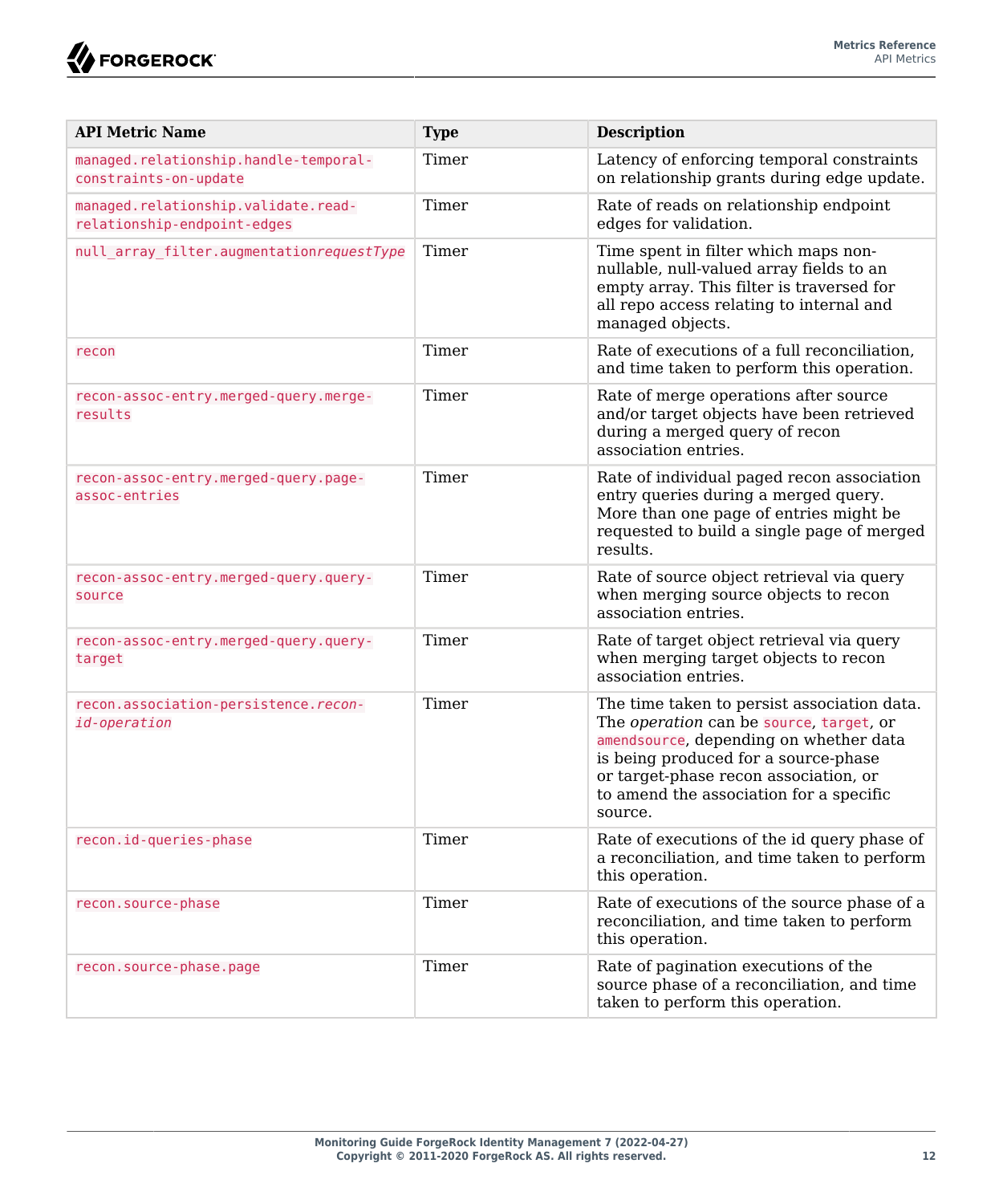| API Metric Name | Type | Description |
| --- | --- | --- |
| `managed.relationship.handle-temporal-constraints-on-update` | Timer | Latency of enforcing temporal constraints on relationship grants during edge update. |
| `managed.relationship.validate.read-relationship-endpoint-edges` | Timer | Rate of reads on relationship endpoint edges for validation. |
| `null_array_filter.augmentation`*`requestType`* | Timer | Time spent in filter which maps non-nullable, null-valued array fields to an empty array. This filter is traversed for all repo access relating to internal and managed objects. |
| `recon` | Timer | Rate of executions of a full reconciliation, and time taken to perform this operation. |
| `recon-assoc-entry.merged-query.merge-results` | Timer | Rate of merge operations after source and/or target objects have been retrieved during a merged query of recon association entries. |
| `recon-assoc-entry.merged-query.page-assoc-entries` | Timer | Rate of individual paged recon association entry queries during a merged query. More than one page of entries might be requested to build a single page of merged results. |
| `recon-assoc-entry.merged-query.query-source` | Timer | Rate of source object retrieval via query when merging source objects to recon association entries. |
| `recon-assoc-entry.merged-query.query-target` | Timer | Rate of target object retrieval via query when merging target objects to recon association entries. |
| `recon.association-persistence.`*`recon-id-operation`* | Timer | The time taken to persist association data. The *operation* can be `source`, `target`, or `amendsource`, depending on whether data is being produced for a source-phase or target-phase recon association, or to amend the association for a specific source. |
| `recon.id-queries-phase` | Timer | Rate of executions of the id query phase of a reconciliation, and time taken to perform this operation. |
| `recon.source-phase` | Timer | Rate of executions of the source phase of a reconciliation, and time taken to perform this operation. |
| `recon.source-phase.page` | Timer | Rate of pagination executions of the source phase of a reconciliation, and time taken to perform this operation. |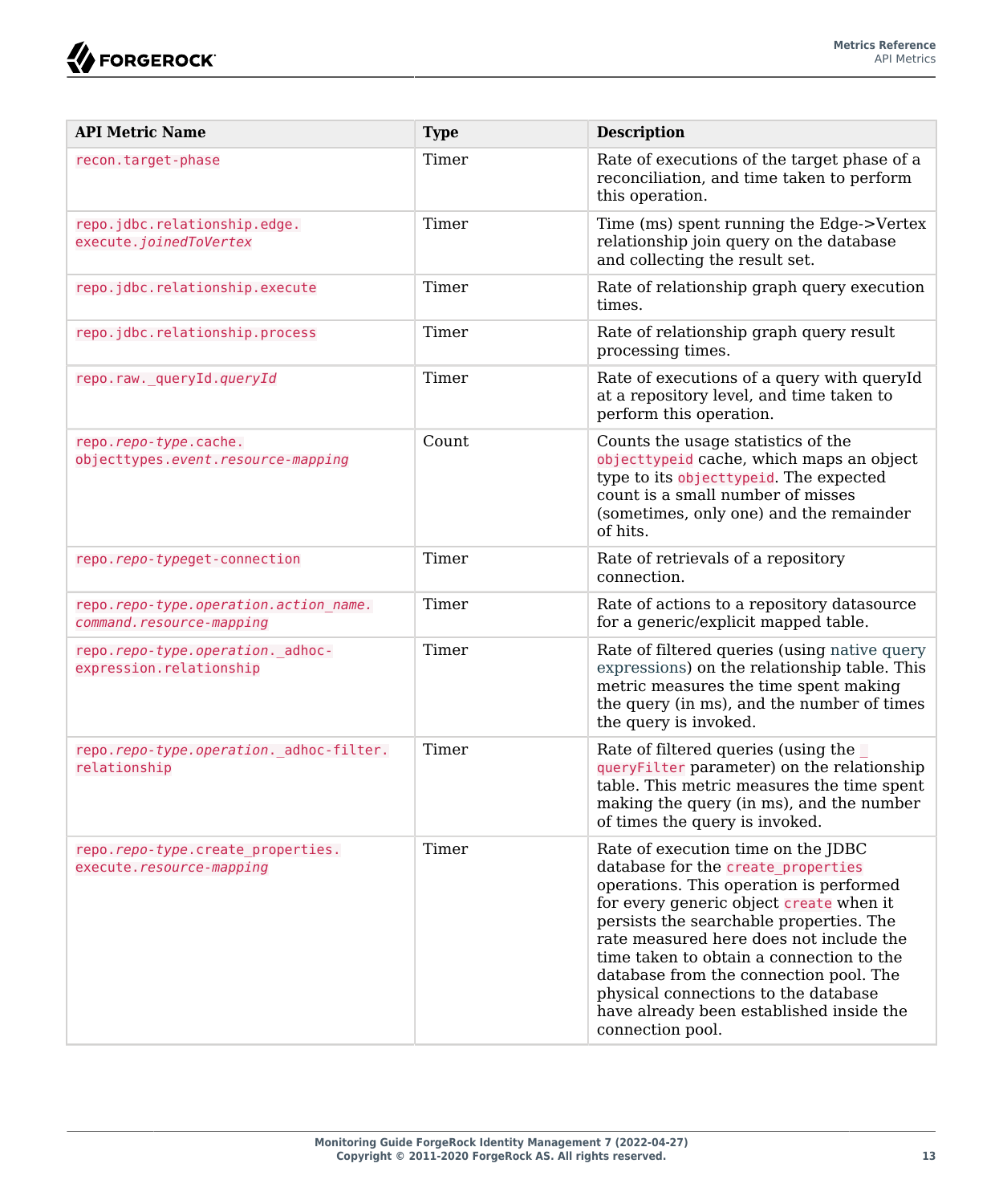| API Metric Name | Type | Description |
| --- | --- | --- |
| `recon.target-phase` | Timer | Rate of executions of the target phase of a reconciliation, and time taken to perform this operation. |
| `repo.jdbc.relationship.edge.execute.`*`joinedToVertex`* | Timer | Time (ms) spent running the Edge->Vertex relationship join query on the database and collecting the result set. |
| `repo.jdbc.relationship.execute` | Timer | Rate of relationship graph query execution times. |
| `repo.jdbc.relationship.process` | Timer | Rate of relationship graph query result processing times. |
| `repo.raw._queryId.`*`queryId`* | Timer | Rate of executions of a query with queryId at a repository level, and time taken to perform this operation. |
| `repo.`*`repo-type`*`.cache.objecttypes.`*`event`*`.`*`resource-mapping`* | Count | Counts the usage statistics of the `objecttypeid` cache, which maps an object type to its `objecttypeid`. The expected count is a small number of misses (sometimes, only one) and the remainder of hits. |
| `repo.`*`repo-type`*`get-connection` | Timer | Rate of retrievals of a repository connection. |
| `repo.`*`repo-type`*`.`*`operation`*`.`*`action_name`*`.command.`*`resource-mapping`* | Timer | Rate of actions to a repository datasource for a generic/explicit mapped table. |
| `repo.`*`repo-type`*`.`*`operation`*`._adhoc-expression.relationship` | Timer | Rate of filtered queries (using native query expressions) on the relationship table. This metric measures the time spent making the query (in ms), and the number of times the query is invoked. |
| `repo.`*`repo-type`*`.`*`operation`*`._adhoc-filter.relationship` | Timer | Rate of filtered queries (using the `_queryFilter` parameter) on the relationship table. This metric measures the time spent making the query (in ms), and the number of times the query is invoked. |
| `repo.`*`repo-type`*`.create_properties.execute.`*`resource-mapping`* | Timer | Rate of execution time on the JDBC database for the `create_properties` operations. This operation is performed for every generic object `create` when it persists the searchable properties. The rate measured here does not include the time taken to obtain a connection to the database from the connection pool. The physical connections to the database have already been established inside the connection pool. |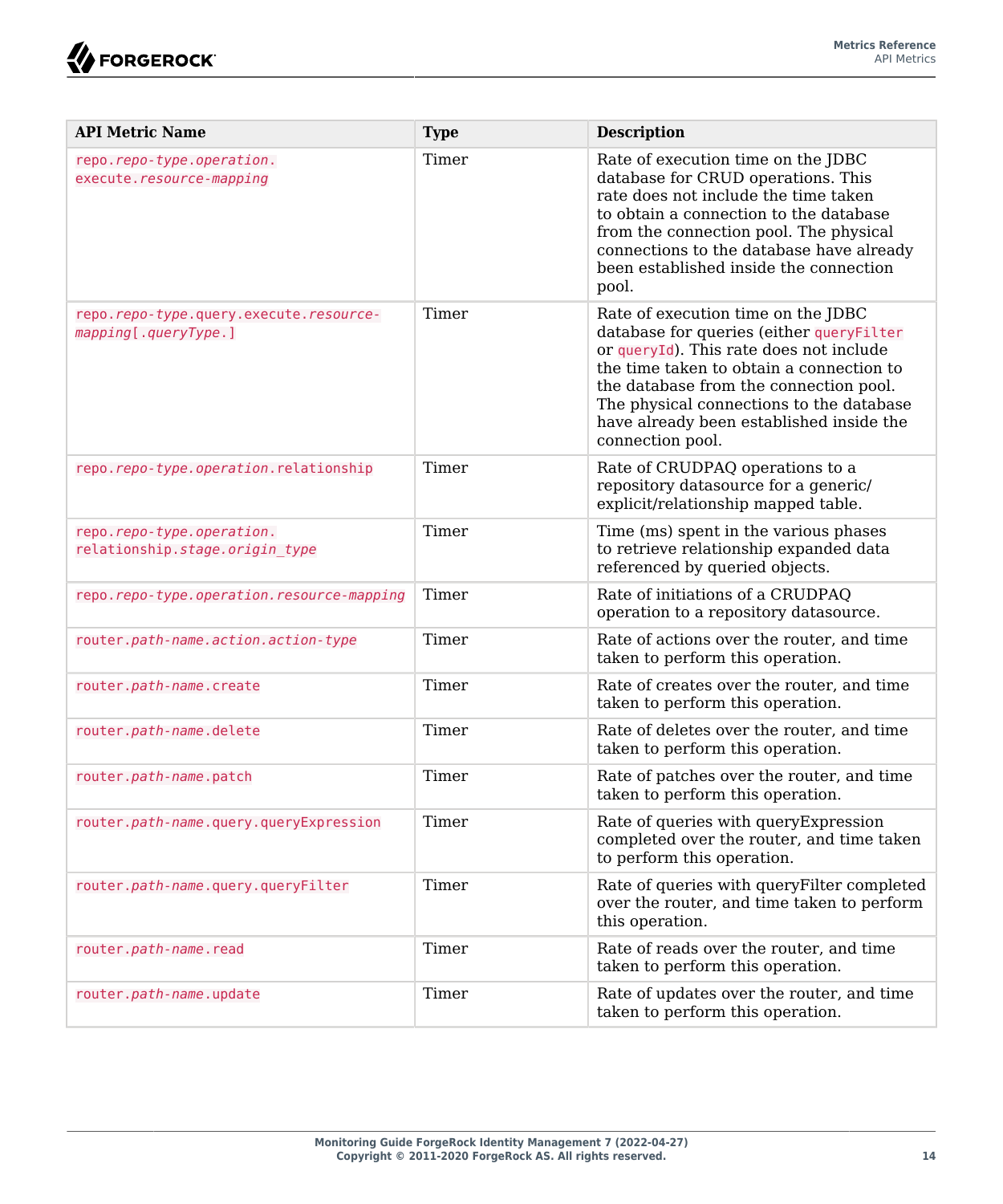| API Metric Name | Type | Description |
| --- | --- | --- |
| `repo.repo-type.operation.execute.resource-mapping` | Timer | Rate of execution time on the JDBC database for CRUD operations. This rate does not include the time taken to obtain a connection to the database from the connection pool. The physical connections to the database have already been established inside the connection pool. |
| `repo.repo-type.query.execute.resource-mapping[.queryType.]` | Timer | Rate of execution time on the JDBC database for queries (either `queryFilter` or `queryId`). This rate does not include the time taken to obtain a connection to the database from the connection pool. The physical connections to the database have already been established inside the connection pool. |
| `repo.repo-type.operation.relationship` | Timer | Rate of CRUDPAQ operations to a repository datasource for a generic/explicit/relationship mapped table. |
| `repo.repo-type.operation.relationship.stage.origin_type` | Timer | Time (ms) spent in the various phases to retrieve relationship expanded data referenced by queried objects. |
| `repo.repo-type.operation.resource-mapping` | Timer | Rate of initiations of a CRUDPAQ operation to a repository datasource. |
| `router.path-name.action.action-type` | Timer | Rate of actions over the router, and time taken to perform this operation. |
| `router.path-name.create` | Timer | Rate of creates over the router, and time taken to perform this operation. |
| `router.path-name.delete` | Timer | Rate of deletes over the router, and time taken to perform this operation. |
| `router.path-name.patch` | Timer | Rate of patches over the router, and time taken to perform this operation. |
| `router.path-name.query.queryExpression` | Timer | Rate of queries with queryExpression completed over the router, and time taken to perform this operation. |
| `router.path-name.query.queryFilter` | Timer | Rate of queries with queryFilter completed over the router, and time taken to perform this operation. |
| `router.path-name.read` | Timer | Rate of reads over the router, and time taken to perform this operation. |
| `router.path-name.update` | Timer | Rate of updates over the router, and time taken to perform this operation. |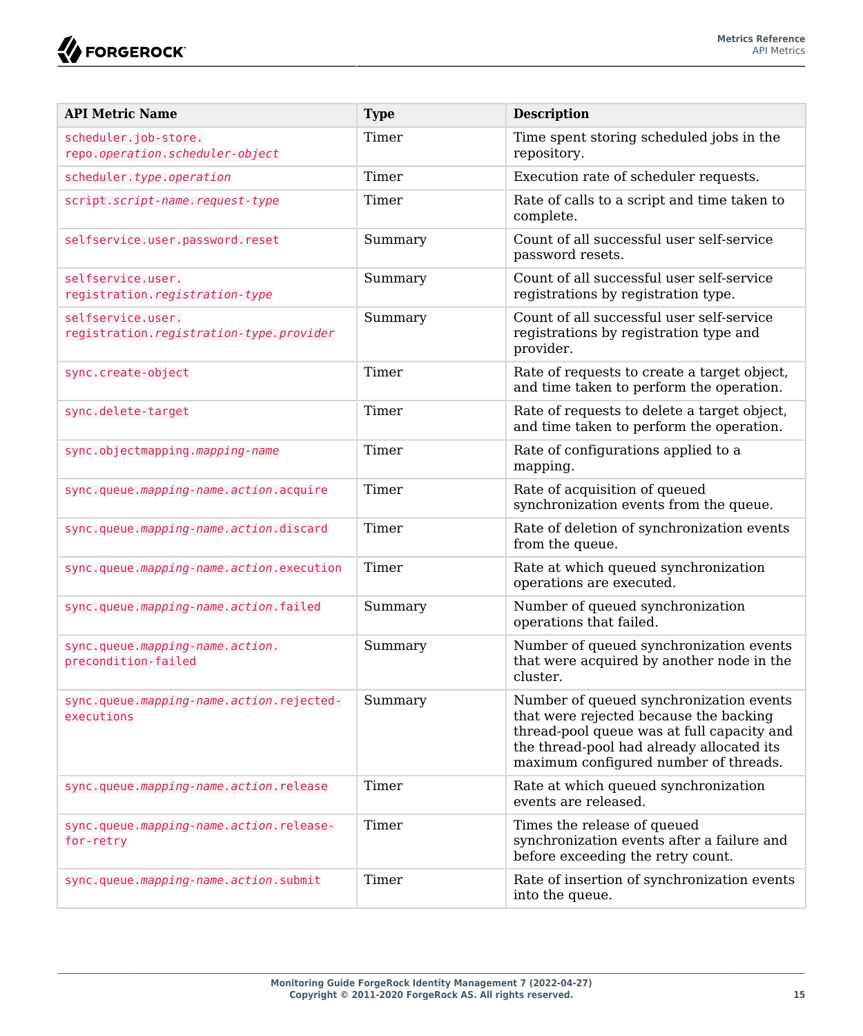| API Metric Name | Type | Description |
| --- | --- | --- |
| `scheduler.job-store.repo.`*`operation.scheduler-object`* | Timer | Time spent storing scheduled jobs in the repository. |
| `scheduler.`*`type.operation`* | Timer | Execution rate of scheduler requests. |
| `script.`*`script-name.request-type`* | Timer | Rate of calls to a script and time taken to complete. |
| `selfservice.user.password.reset` | Summary | Count of all successful user self-service password resets. |
| `selfservice.user.registration.`*`registration-type`* | Summary | Count of all successful user self-service registrations by registration type. |
| `selfservice.user.registration.`*`registration-type.provider`* | Summary | Count of all successful user self-service registrations by registration type and provider. |
| `sync.create-object` | Timer | Rate of requests to create a target object, and time taken to perform the operation. |
| `sync.delete-target` | Timer | Rate of requests to delete a target object, and time taken to perform the operation. |
| `sync.objectmapping.`*`mapping-name`* | Timer | Rate of configurations applied to a mapping. |
| `sync.queue.`*`mapping-name.action`*`.acquire` | Timer | Rate of acquisition of queued synchronization events from the queue. |
| `sync.queue.`*`mapping-name.action`*`.discard` | Timer | Rate of deletion of synchronization events from the queue. |
| `sync.queue.`*`mapping-name.action`*`.execution` | Timer | Rate at which queued synchronization operations are executed. |
| `sync.queue.`*`mapping-name.action`*`.failed` | Summary | Number of queued synchronization operations that failed. |
| `sync.queue.`*`mapping-name.action`*`.precondition-failed` | Summary | Number of queued synchronization events that were acquired by another node in the cluster. |
| `sync.queue.`*`mapping-name.action`*`.rejected-executions` | Summary | Number of queued synchronization events that were rejected because the backing thread-pool queue was at full capacity and the thread-pool had already allocated its maximum configured number of threads. |
| `sync.queue.`*`mapping-name.action`*`.release` | Timer | Rate at which queued synchronization events are released. |
| `sync.queue.`*`mapping-name.action`*`.release-for-retry` | Timer | Times the release of queued synchronization events after a failure and before exceeding the retry count. |
| `sync.queue.`*`mapping-name.action`*`.submit` | Timer | Rate of insertion of synchronization events into the queue. |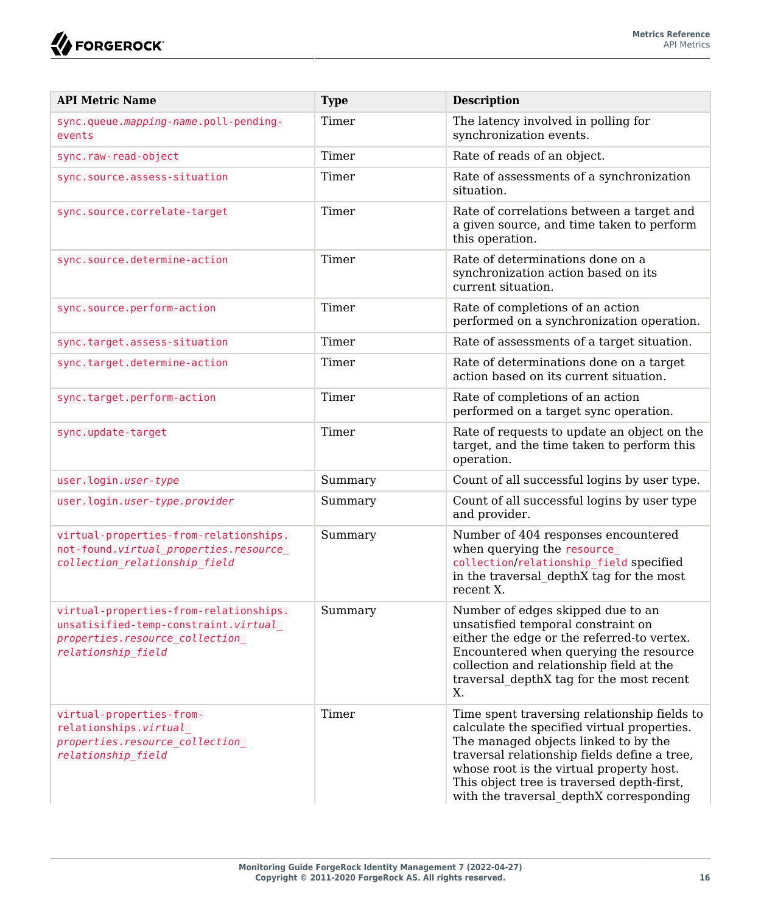| API Metric Name | Type | Description |
| --- | --- | --- |
| `sync.queue.`*`mapping-name`*`.poll-pending-events` | Timer | The latency involved in polling for synchronization events. |
| `sync.raw-read-object` | Timer | Rate of reads of an object. |
| `sync.source.assess-situation` | Timer | Rate of assessments of a synchronization situation. |
| `sync.source.correlate-target` | Timer | Rate of correlations between a target and a given source, and time taken to perform this operation. |
| `sync.source.determine-action` | Timer | Rate of determinations done on a synchronization action based on its current situation. |
| `sync.source.perform-action` | Timer | Rate of completions of an action performed on a synchronization operation. |
| `sync.target.assess-situation` | Timer | Rate of assessments of a target situation. |
| `sync.target.determine-action` | Timer | Rate of determinations done on a target action based on its current situation. |
| `sync.target.perform-action` | Timer | Rate of completions of an action performed on a target sync operation. |
| `sync.update-target` | Timer | Rate of requests to update an object on the target, and the time taken to perform this operation. |
| `user.login.`*`user-type`* | Summary | Count of all successful logins by user type. |
| `user.login.`*`user-type.provider`* | Summary | Count of all successful logins by user type and provider. |
| `virtual-properties-from-relationships.not-found.`*`virtual_properties.resource_collection_relationship_field`* | Summary | Number of 404 responses encountered when querying the `resource_collection`/`relationship_field` specified in the traversal_depthX tag for the most recent X. |
| `virtual-properties-from-relationships.unsatisified-temp-constraint.`*`virtual_properties.resource_collection_relationship_field`* | Summary | Number of edges skipped due to an unsatisfied temporal constraint on either the edge or the referred-to vertex. Encountered when querying the resource collection and relationship field at the traversal_depthX tag for the most recent X. |
| `virtual-properties-from-relationships.`*`virtual_properties.resource_collection_relationship_field`* | Timer | Time spent traversing relationship fields to calculate the specified virtual properties. The managed objects linked to by the traversal relationship fields define a tree, whose root is the virtual property host. This object tree is traversed depth-first, with the traversal_depthX corresponding |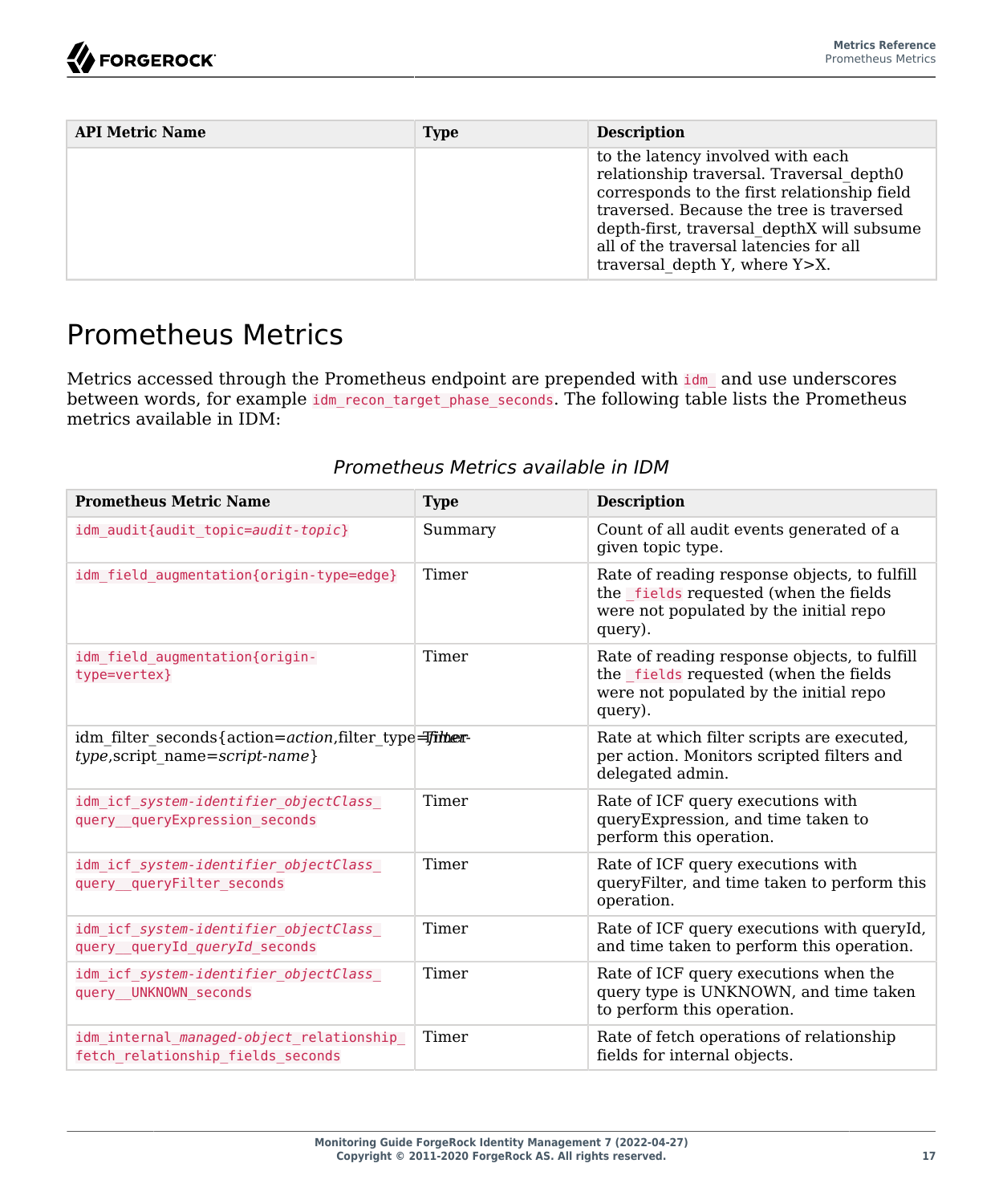| API Metric Name | Type | Description |
| --- | --- | --- |
| | | to the latency involved with each relationship traversal. Traversal_depth0 corresponds to the first relationship field traversed. Because the tree is traversed depth-first, traversal_depthX will subsume all of the traversal latencies for all traversal_depth Y, where Y>X. |

## Prometheus Metrics

Metrics accessed through the Prometheus endpoint are prepended with `idm_` and use underscores between words, for example `idm_recon_target_phase_seconds`. The following table lists the Prometheus metrics available in IDM:

*Prometheus Metrics available in IDM*

| Prometheus Metric Name | Type | Description |
| --- | --- | --- |
| `idm_audit{audit_topic=audit-topic}` | Summary | Count of all audit events generated of a given topic type. |
| `idm_field_augmentation{origin-type=edge}` | Timer | Rate of reading response objects, to fulfill the `_fields` requested (when the fields were not populated by the initial repo query). |
| `idm_field_augmentation{origin-type=vertex}` | Timer | Rate of reading response objects, to fulfill the `_fields` requested (when the fields were not populated by the initial repo query). |
| idm_filter_seconds{action=*action*,filter_type=*filter-type*,script_name=*script-name*} | Timer | Rate at which filter scripts are executed, per action. Monitors scripted filters and delegated admin. |
| `idm_icf_system-identifier_objectClass_query__queryExpression_seconds` | Timer | Rate of ICF query executions with queryExpression, and time taken to perform this operation. |
| `idm_icf_system-identifier_objectClass_query__queryFilter_seconds` | Timer | Rate of ICF query executions with queryFilter, and time taken to perform this operation. |
| `idm_icf_system-identifier_objectClass_query__queryId_queryId_seconds` | Timer | Rate of ICF query executions with queryId, and time taken to perform this operation. |
| `idm_icf_system-identifier_objectClass_query__UNKNOWN_seconds` | Timer | Rate of ICF query executions when the query type is UNKNOWN, and time taken to perform this operation. |
| `idm_internal_managed-object_relationship_fetch_relationship_fields_seconds` | Timer | Rate of fetch operations of relationship fields for internal objects. |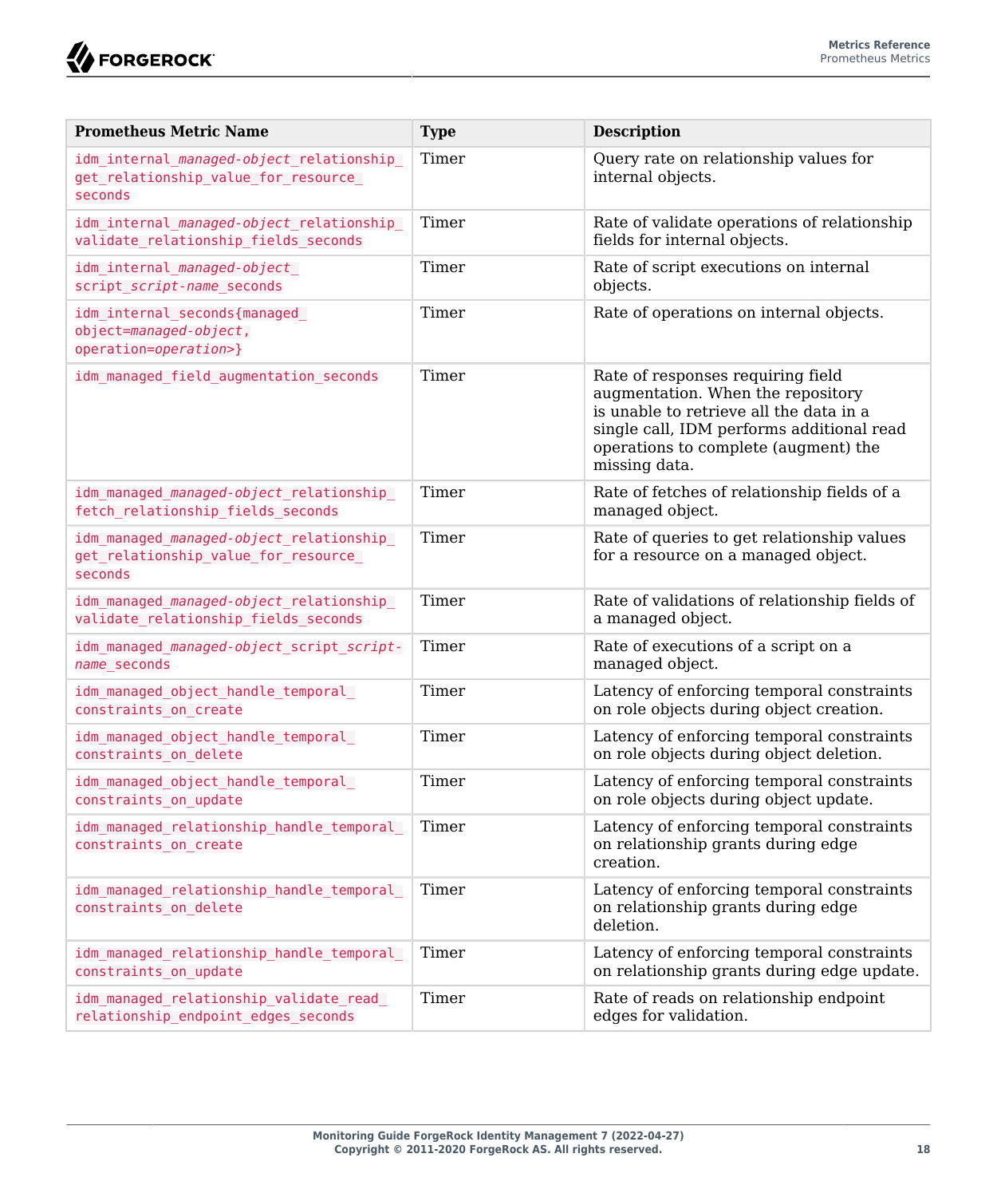| Prometheus Metric Name | Type | Description |
| --- | --- | --- |
| idm_internal_*managed-object*_relationship_get_relationship_value_for_resource_seconds | Timer | Query rate on relationship values for internal objects. |
| idm_internal_*managed-object*_relationship_validate_relationship_fields_seconds | Timer | Rate of validate operations of relationship fields for internal objects. |
| idm_internal_*managed-object*_script_*script-name*_seconds | Timer | Rate of script executions on internal objects. |
| idm_internal_seconds{managed_object=*managed-object*, operation=*operation*>} | Timer | Rate of operations on internal objects. |
| idm_managed_field_augmentation_seconds | Timer | Rate of responses requiring field augmentation. When the repository is unable to retrieve all the data in a single call, IDM performs additional read operations to complete (augment) the missing data. |
| idm_managed_*managed-object*_relationship_fetch_relationship_fields_seconds | Timer | Rate of fetches of relationship fields of a managed object. |
| idm_managed_*managed-object*_relationship_get_relationship_value_for_resource_seconds | Timer | Rate of queries to get relationship values for a resource on a managed object. |
| idm_managed_*managed-object*_relationship_validate_relationship_fields_seconds | Timer | Rate of validations of relationship fields of a managed object. |
| idm_managed_*managed-object*_script_*script-name*_seconds | Timer | Rate of executions of a script on a managed object. |
| idm_managed_object_handle_temporal_constraints_on_create | Timer | Latency of enforcing temporal constraints on role objects during object creation. |
| idm_managed_object_handle_temporal_constraints_on_delete | Timer | Latency of enforcing temporal constraints on role objects during object deletion. |
| idm_managed_object_handle_temporal_constraints_on_update | Timer | Latency of enforcing temporal constraints on role objects during object update. |
| idm_managed_relationship_handle_temporal_constraints_on_create | Timer | Latency of enforcing temporal constraints on relationship grants during edge creation. |
| idm_managed_relationship_handle_temporal_constraints_on_delete | Timer | Latency of enforcing temporal constraints on relationship grants during edge deletion. |
| idm_managed_relationship_handle_temporal_constraints_on_update | Timer | Latency of enforcing temporal constraints on relationship grants during edge update. |
| idm_managed_relationship_validate_read_relationship_endpoint_edges_seconds | Timer | Rate of reads on relationship endpoint edges for validation. |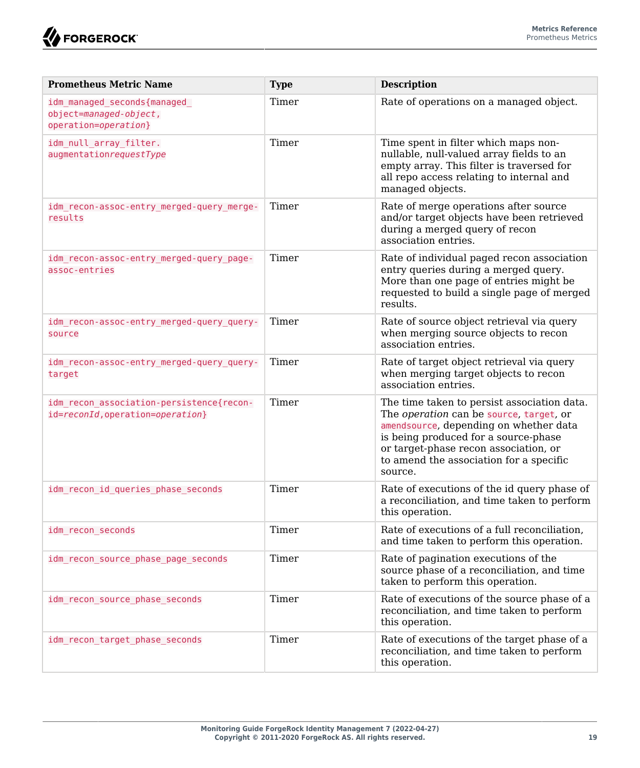| Prometheus Metric Name | Type | Description |
| --- | --- | --- |
| `idm_managed_seconds{managed_object=`*`managed-object`*`, operation=`*`operation`*`}` | Timer | Rate of operations on a managed object. |
| `idm_null_array_filter.augmentation`*`requestType`* | Timer | Time spent in filter which maps non-nullable, null-valued array fields to an empty array. This filter is traversed for all repo access relating to internal and managed objects. |
| `idm_recon-assoc-entry_merged-query_merge-results` | Timer | Rate of merge operations after source and/or target objects have been retrieved during a merged query of recon association entries. |
| `idm_recon-assoc-entry_merged-query_page-assoc-entries` | Timer | Rate of individual paged recon association entry queries during a merged query. More than one page of entries might be requested to build a single page of merged results. |
| `idm_recon-assoc-entry_merged-query_query-source` | Timer | Rate of source object retrieval via query when merging source objects to recon association entries. |
| `idm_recon-assoc-entry_merged-query_query-target` | Timer | Rate of target object retrieval via query when merging target objects to recon association entries. |
| `idm_recon_association-persistence{recon-id=`*`reconId`*`,operation=`*`operation`*`}` | Timer | The time taken to persist association data. The *operation* can be `source`, `target`, or `amendsource`, depending on whether data is being produced for a source-phase or target-phase recon association, or to amend the association for a specific source. |
| `idm_recon_id_queries_phase_seconds` | Timer | Rate of executions of the id query phase of a reconciliation, and time taken to perform this operation. |
| `idm_recon_seconds` | Timer | Rate of executions of a full reconciliation, and time taken to perform this operation. |
| `idm_recon_source_phase_page_seconds` | Timer | Rate of pagination executions of the source phase of a reconciliation, and time taken to perform this operation. |
| `idm_recon_source_phase_seconds` | Timer | Rate of executions of the source phase of a reconciliation, and time taken to perform this operation. |
| `idm_recon_target_phase_seconds` | Timer | Rate of executions of the target phase of a reconciliation, and time taken to perform this operation. |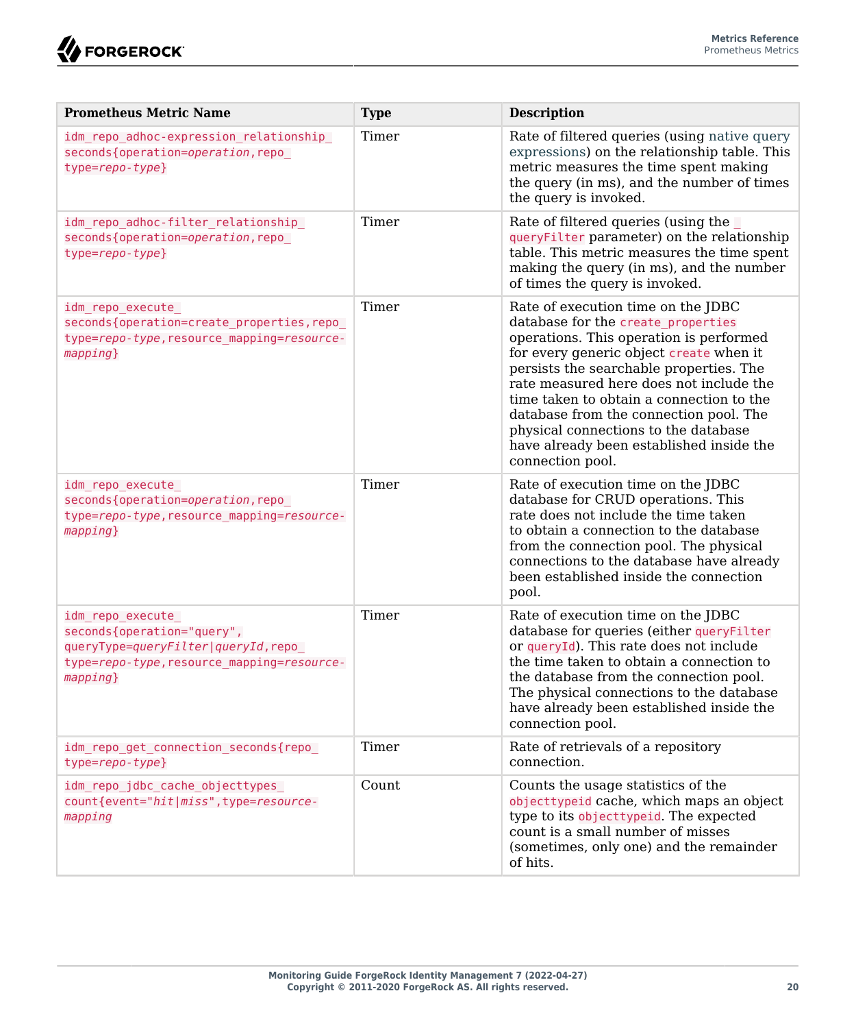| Prometheus Metric Name | Type | Description |
| --- | --- | --- |
| `idm_repo_adhoc-expression_relationship_seconds{operation=operation,repo_type=repo-type}` | Timer | Rate of filtered queries (using native query expressions) on the relationship table. This metric measures the time spent making the query (in ms), and the number of times the query is invoked. |
| `idm_repo_adhoc-filter_relationship_seconds{operation=operation,repo_type=repo-type}` | Timer | Rate of filtered queries (using the `_queryFilter` parameter) on the relationship table. This metric measures the time spent making the query (in ms), and the number of times the query is invoked. |
| `idm_repo_execute_seconds{operation=create_properties,repo_type=repo-type,resource_mapping=resource-mapping}` | Timer | Rate of execution time on the JDBC database for the `create_properties` operations. This operation is performed for every generic object `create` when it persists the searchable properties. The rate measured here does not include the time taken to obtain a connection to the database from the connection pool. The physical connections to the database have already been established inside the connection pool. |
| `idm_repo_execute_seconds{operation=operation,repo_type=repo-type,resource_mapping=resource-mapping}` | Timer | Rate of execution time on the JDBC database for CRUD operations. This rate does not include the time taken to obtain a connection to the database from the connection pool. The physical connections to the database have already been established inside the connection pool. |
| `idm_repo_execute_seconds{operation="query",queryType=queryFilter|queryId,repo_type=repo-type,resource_mapping=resource-mapping}` | Timer | Rate of execution time on the JDBC database for queries (either `queryFilter` or `queryId`). This rate does not include the time taken to obtain a connection to the database from the connection pool. The physical connections to the database have already been established inside the connection pool. |
| `idm_repo_get_connection_seconds{repo_type=repo-type}` | Timer | Rate of retrievals of a repository connection. |
| `idm_repo_jdbc_cache_objecttypes_count{event="hit|miss",type=resource-mapping` | Count | Counts the usage statistics of the `objecttypeid` cache, which maps an object type to its `objecttypeid`. The expected count is a small number of misses (sometimes, only one) and the remainder of hits. |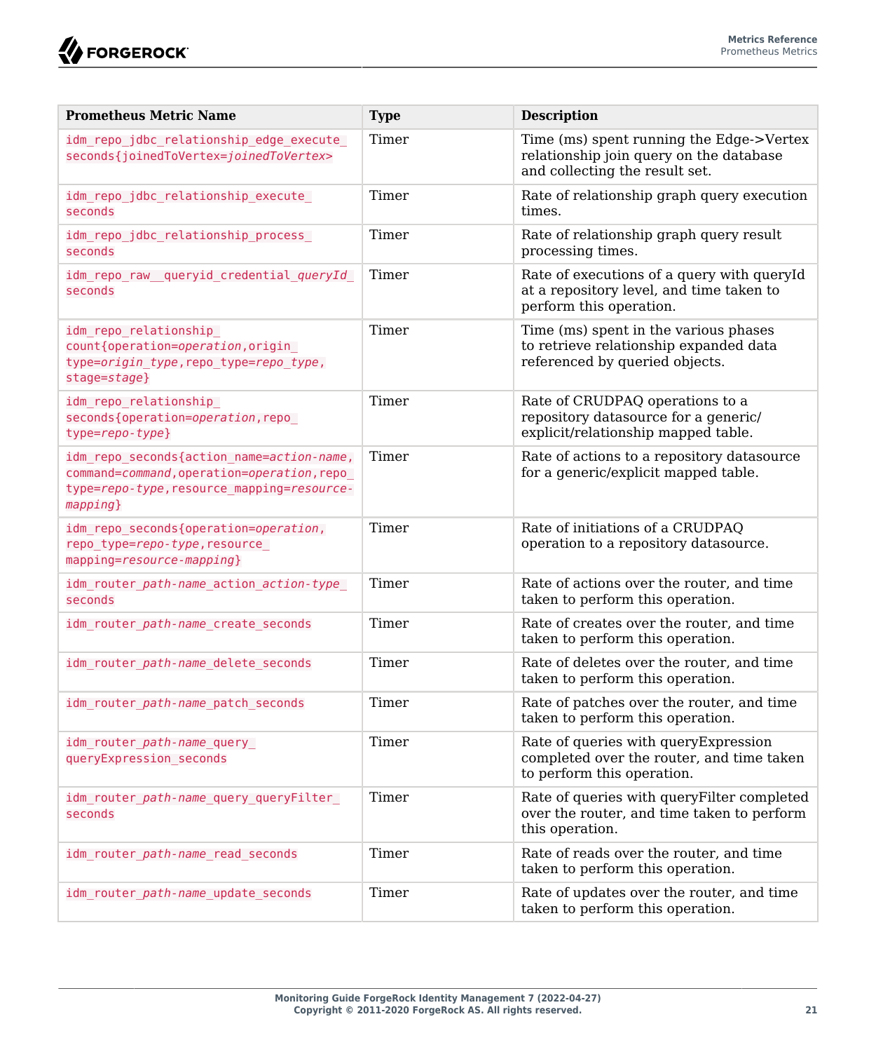| Prometheus Metric Name | Type | Description |
| --- | --- | --- |
| `idm_repo_jdbc_relationship_edge_execute_seconds{joinedToVertex=joinedToVertex>` | Timer | Time (ms) spent running the Edge->Vertex relationship join query on the database and collecting the result set. |
| `idm_repo_jdbc_relationship_execute_seconds` | Timer | Rate of relationship graph query execution times. |
| `idm_repo_jdbc_relationship_process_seconds` | Timer | Rate of relationship graph query result processing times. |
| `idm_repo_raw__queryid_credential_queryId_seconds` | Timer | Rate of executions of a query with queryId at a repository level, and time taken to perform this operation. |
| `idm_repo_relationship_count{operation=operation,origin_type=origin_type,repo_type=repo_type,stage=stage}` | Timer | Time (ms) spent in the various phases to retrieve relationship expanded data referenced by queried objects. |
| `idm_repo_relationship_seconds{operation=operation,repo_type=repo-type}` | Timer | Rate of CRUDPAQ operations to a repository datasource for a generic/explicit/relationship mapped table. |
| `idm_repo_seconds{action_name=action-name,command=command,operation=operation,repo_type=repo-type,resource_mapping=resource-mapping}` | Timer | Rate of actions to a repository datasource for a generic/explicit mapped table. |
| `idm_repo_seconds{operation=operation,repo_type=repo-type,resource_mapping=resource-mapping}` | Timer | Rate of initiations of a CRUDPAQ operation to a repository datasource. |
| `idm_router_path-name_action_action-type_seconds` | Timer | Rate of actions over the router, and time taken to perform this operation. |
| `idm_router_path-name_create_seconds` | Timer | Rate of creates over the router, and time taken to perform this operation. |
| `idm_router_path-name_delete_seconds` | Timer | Rate of deletes over the router, and time taken to perform this operation. |
| `idm_router_path-name_patch_seconds` | Timer | Rate of patches over the router, and time taken to perform this operation. |
| `idm_router_path-name_query_queryExpression_seconds` | Timer | Rate of queries with queryExpression completed over the router, and time taken to perform this operation. |
| `idm_router_path-name_query_queryFilter_seconds` | Timer | Rate of queries with queryFilter completed over the router, and time taken to perform this operation. |
| `idm_router_path-name_read_seconds` | Timer | Rate of reads over the router, and time taken to perform this operation. |
| `idm_router_path-name_update_seconds` | Timer | Rate of updates over the router, and time taken to perform this operation. |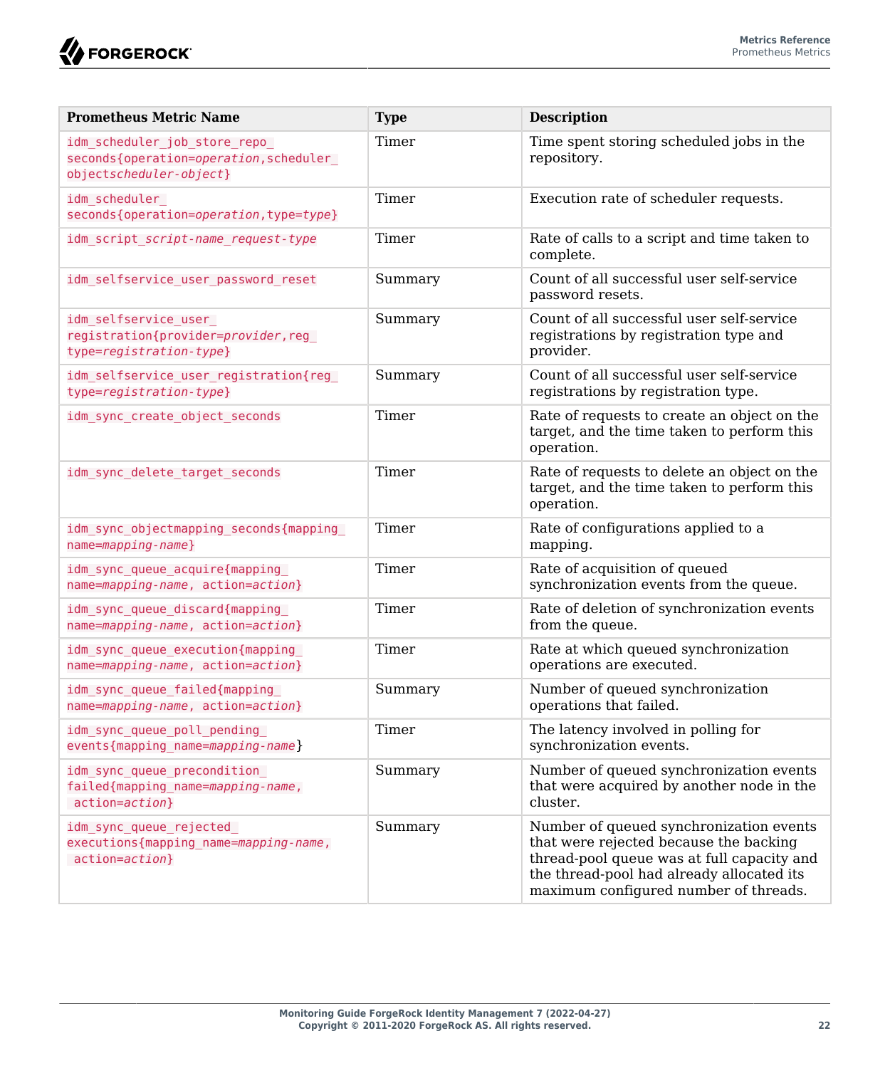| Prometheus Metric Name | Type | Description |
| --- | --- | --- |
| `idm_scheduler_job_store_repo_seconds{operation=operation,scheduler_objectscheduler-object}` | Timer | Time spent storing scheduled jobs in the repository. |
| `idm_scheduler_seconds{operation=operation,type=type}` | Timer | Execution rate of scheduler requests. |
| `idm_script_script-name_request-type` | Timer | Rate of calls to a script and time taken to complete. |
| `idm_selfservice_user_password_reset` | Summary | Count of all successful user self-service password resets. |
| `idm_selfservice_user_registration{provider=provider,reg_type=registration-type}` | Summary | Count of all successful user self-service registrations by registration type and provider. |
| `idm_selfservice_user_registration{reg_type=registration-type}` | Summary | Count of all successful user self-service registrations by registration type. |
| `idm_sync_create_object_seconds` | Timer | Rate of requests to create an object on the target, and the time taken to perform this operation. |
| `idm_sync_delete_target_seconds` | Timer | Rate of requests to delete an object on the target, and the time taken to perform this operation. |
| `idm_sync_objectmapping_seconds{mapping_name=mapping-name}` | Timer | Rate of configurations applied to a mapping. |
| `idm_sync_queue_acquire{mapping_name=mapping-name, action=action}` | Timer | Rate of acquisition of queued synchronization events from the queue. |
| `idm_sync_queue_discard{mapping_name=mapping-name, action=action}` | Timer | Rate of deletion of synchronization events from the queue. |
| `idm_sync_queue_execution{mapping_name=mapping-name, action=action}` | Timer | Rate at which queued synchronization operations are executed. |
| `idm_sync_queue_failed{mapping_name=mapping-name, action=action}` | Summary | Number of queued synchronization operations that failed. |
| `idm_sync_queue_poll_pending_events{mapping_name=mapping-name}` | Timer | The latency involved in polling for synchronization events. |
| `idm_sync_queue_precondition_failed{mapping_name=mapping-name, action=action}` | Summary | Number of queued synchronization events that were acquired by another node in the cluster. |
| `idm_sync_queue_rejected_executions{mapping_name=mapping-name, action=action}` | Summary | Number of queued synchronization events that were rejected because the backing thread-pool queue was at full capacity and the thread-pool had already allocated its maximum configured number of threads. |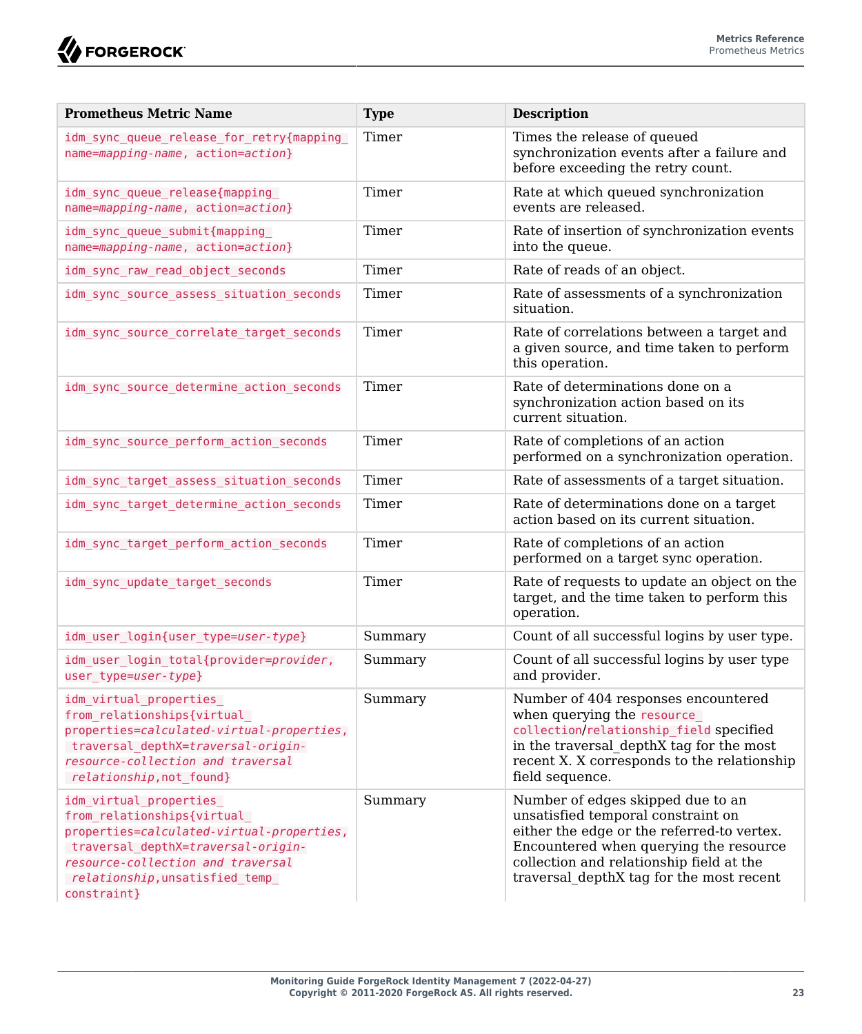| Prometheus Metric Name | Type | Description |
| --- | --- | --- |
| `idm_sync_queue_release_for_retry{mapping_name=mapping-name, action=action}` | Timer | Times the release of queued synchronization events after a failure and before exceeding the retry count. |
| `idm_sync_queue_release{mapping_name=mapping-name, action=action}` | Timer | Rate at which queued synchronization events are released. |
| `idm_sync_queue_submit{mapping_name=mapping-name, action=action}` | Timer | Rate of insertion of synchronization events into the queue. |
| `idm_sync_raw_read_object_seconds` | Timer | Rate of reads of an object. |
| `idm_sync_source_assess_situation_seconds` | Timer | Rate of assessments of a synchronization situation. |
| `idm_sync_source_correlate_target_seconds` | Timer | Rate of correlations between a target and a given source, and time taken to perform this operation. |
| `idm_sync_source_determine_action_seconds` | Timer | Rate of determinations done on a synchronization action based on its current situation. |
| `idm_sync_source_perform_action_seconds` | Timer | Rate of completions of an action performed on a synchronization operation. |
| `idm_sync_target_assess_situation_seconds` | Timer | Rate of assessments of a target situation. |
| `idm_sync_target_determine_action_seconds` | Timer | Rate of determinations done on a target action based on its current situation. |
| `idm_sync_target_perform_action_seconds` | Timer | Rate of completions of an action performed on a target sync operation. |
| `idm_sync_update_target_seconds` | Timer | Rate of requests to update an object on the target, and the time taken to perform this operation. |
| `idm_user_login{user_type=user-type}` | Summary | Count of all successful logins by user type. |
| `idm_user_login_total{provider=provider, user_type=user-type}` | Summary | Count of all successful logins by user type and provider. |
| `idm_virtual_properties_from_relationships{virtual_properties=calculated-virtual-properties, traversal_depthX=traversal-origin-resource-collection and traversal relationship,not_found}` | Summary | Number of 404 responses encountered when querying the `resource_collection`/`relationship_field` specified in the traversal_depthX tag for the most recent X. X corresponds to the relationship field sequence. |
| `idm_virtual_properties_from_relationships{virtual_properties=calculated-virtual-properties, traversal_depthX=traversal-origin-resource-collection and traversal relationship,unsatisfied_temp_constraint}` | Summary | Number of edges skipped due to an unsatisfied temporal constraint on either the edge or the referred-to vertex. Encountered when querying the resource collection and relationship field at the traversal_depthX tag for the most recent |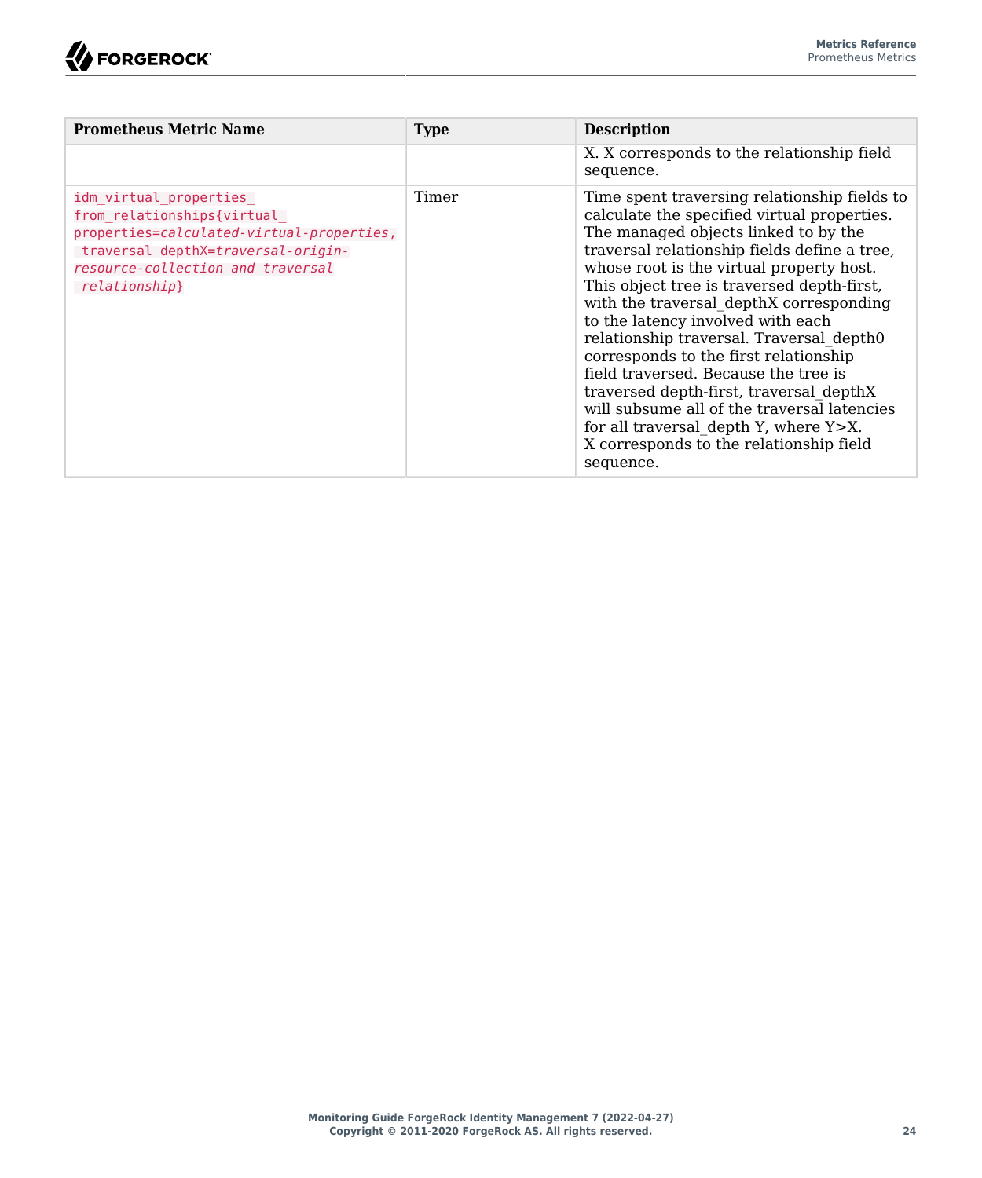| Prometheus Metric Name | Type | Description |
|---|---|---|
| | | X. X corresponds to the relationship field sequence. |
| `idm_virtual_properties_from_relationships{virtual_properties=calculated-virtual-properties, traversal_depthX=traversal-origin-resource-collection and traversal relationship}` | Timer | Time spent traversing relationship fields to calculate the specified virtual properties. The managed objects linked to by the traversal relationship fields define a tree, whose root is the virtual property host. This object tree is traversed depth-first, with the traversal_depthX corresponding to the latency involved with each relationship traversal. Traversal_depth0 corresponds to the first relationship field traversed. Because the tree is traversed depth-first, traversal_depthX will subsume all of the traversal latencies for all traversal_depth Y, where Y>X. X corresponds to the relationship field sequence. |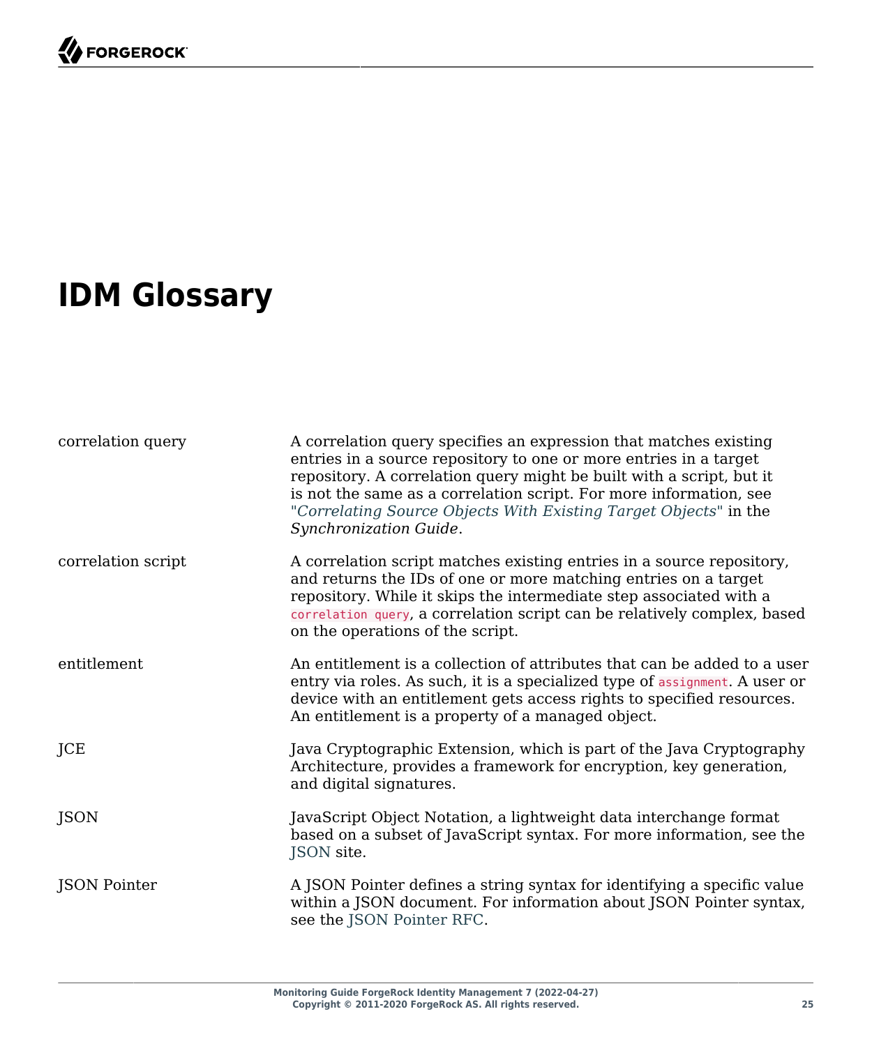# IDM Glossary

| | |
|---|---|
| correlation query | A correlation query specifies an expression that matches existing entries in a source repository to one or more entries in a target repository. A correlation query might be built with a script, but it is not the same as a correlation script. For more information, see "*Correlating Source Objects With Existing Target Objects*" in the *Synchronization Guide*. |
| correlation script | A correlation script matches existing entries in a source repository, and returns the IDs of one or more matching entries on a target repository. While it skips the intermediate step associated with a `correlation query`, a correlation script can be relatively complex, based on the operations of the script. |
| entitlement | An entitlement is a collection of attributes that can be added to a user entry via roles. As such, it is a specialized type of `assignment`. A user or device with an entitlement gets access rights to specified resources. An entitlement is a property of a managed object. |
| JCE | Java Cryptographic Extension, which is part of the Java Cryptography Architecture, provides a framework for encryption, key generation, and digital signatures. |
| JSON | JavaScript Object Notation, a lightweight data interchange format based on a subset of JavaScript syntax. For more information, see the JSON site. |
| JSON Pointer | A JSON Pointer defines a string syntax for identifying a specific value within a JSON document. For information about JSON Pointer syntax, see the JSON Pointer RFC. |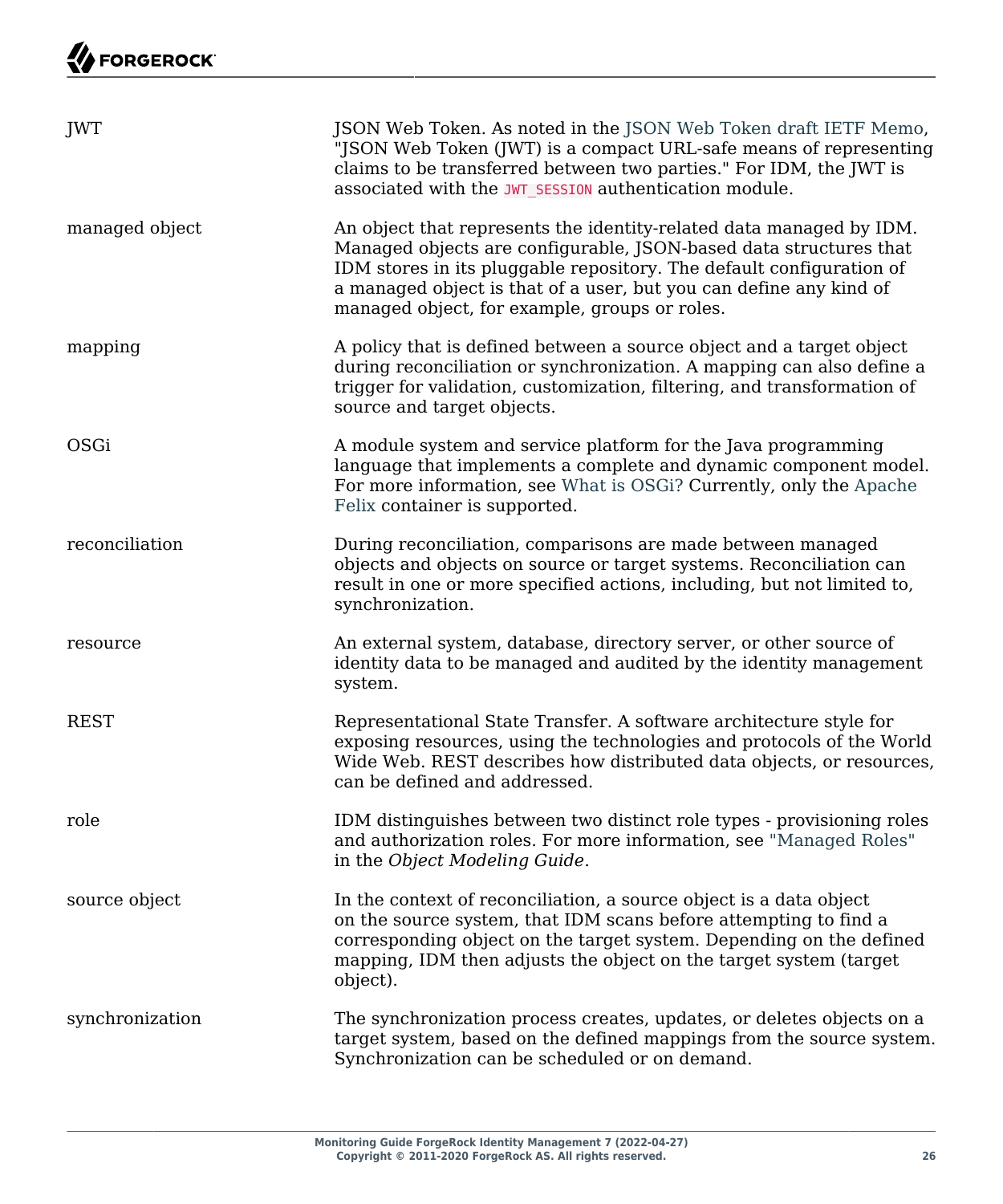| | |
|---|---|
| JWT | JSON Web Token. As noted in the JSON Web Token draft IETF Memo, "JSON Web Token (JWT) is a compact URL-safe means of representing claims to be transferred between two parties." For IDM, the JWT is associated with the `JWT_SESSION` authentication module. |
| managed object | An object that represents the identity-related data managed by IDM. Managed objects are configurable, JSON-based data structures that IDM stores in its pluggable repository. The default configuration of a managed object is that of a user, but you can define any kind of managed object, for example, groups or roles. |
| mapping | A policy that is defined between a source object and a target object during reconciliation or synchronization. A mapping can also define a trigger for validation, customization, filtering, and transformation of source and target objects. |
| OSGi | A module system and service platform for the Java programming language that implements a complete and dynamic component model. For more information, see What is OSGi? Currently, only the Apache Felix container is supported. |
| reconciliation | During reconciliation, comparisons are made between managed objects and objects on source or target systems. Reconciliation can result in one or more specified actions, including, but not limited to, synchronization. |
| resource | An external system, database, directory server, or other source of identity data to be managed and audited by the identity management system. |
| REST | Representational State Transfer. A software architecture style for exposing resources, using the technologies and protocols of the World Wide Web. REST describes how distributed data objects, or resources, can be defined and addressed. |
| role | IDM distinguishes between two distinct role types - provisioning roles and authorization roles. For more information, see "Managed Roles" in the *Object Modeling Guide*. |
| source object | In the context of reconciliation, a source object is a data object on the source system, that IDM scans before attempting to find a corresponding object on the target system. Depending on the defined mapping, IDM then adjusts the object on the target system (target object). |
| synchronization | The synchronization process creates, updates, or deletes objects on a target system, based on the defined mappings from the source system. Synchronization can be scheduled or on demand. |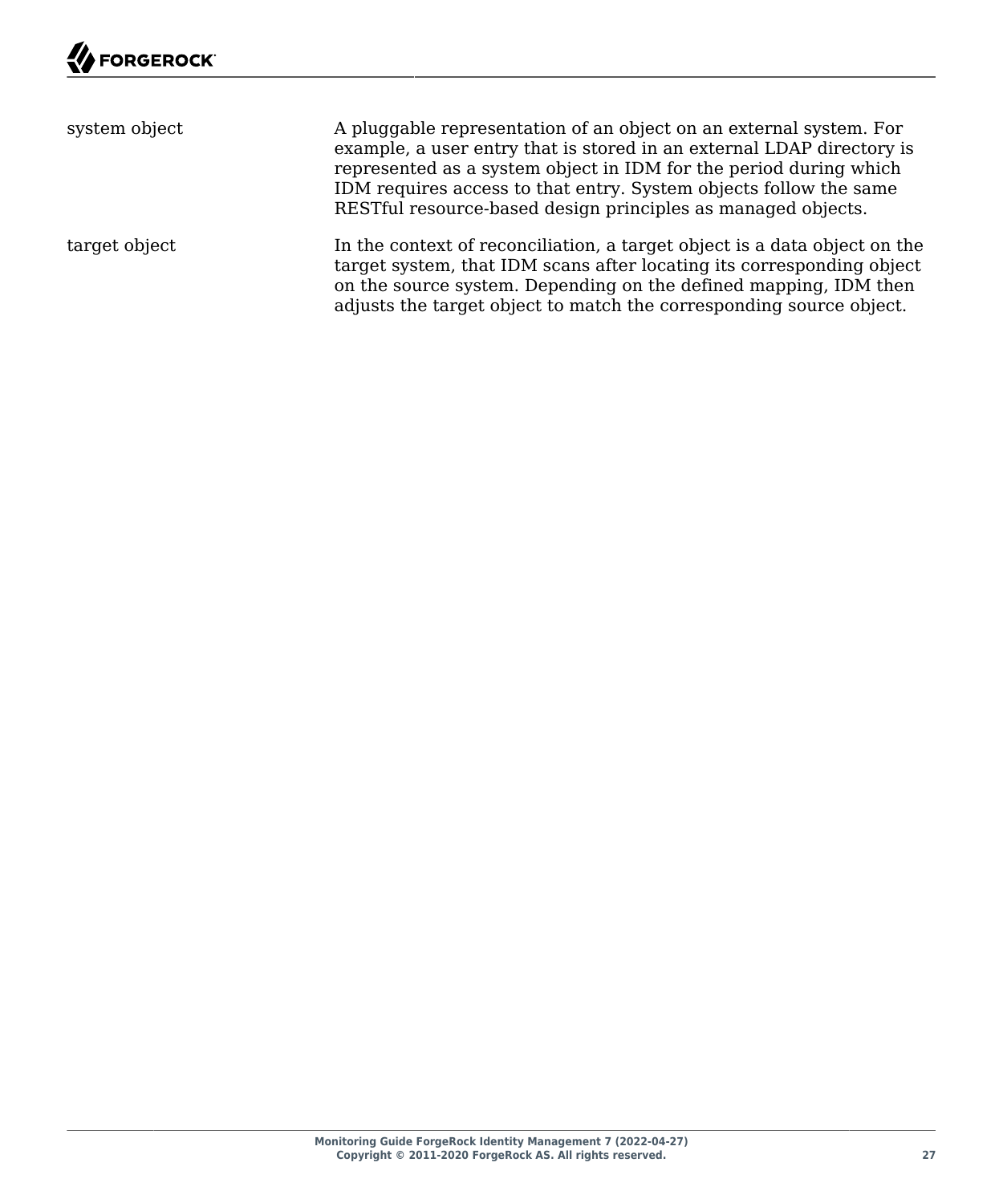| | |
|---|---|
| system object | A pluggable representation of an object on an external system. For example, a user entry that is stored in an external LDAP directory is represented as a system object in IDM for the period during which IDM requires access to that entry. System objects follow the same RESTful resource-based design principles as managed objects. |
| target object | In the context of reconciliation, a target object is a data object on the target system, that IDM scans after locating its corresponding object on the source system. Depending on the defined mapping, IDM then adjusts the target object to match the corresponding source object. |